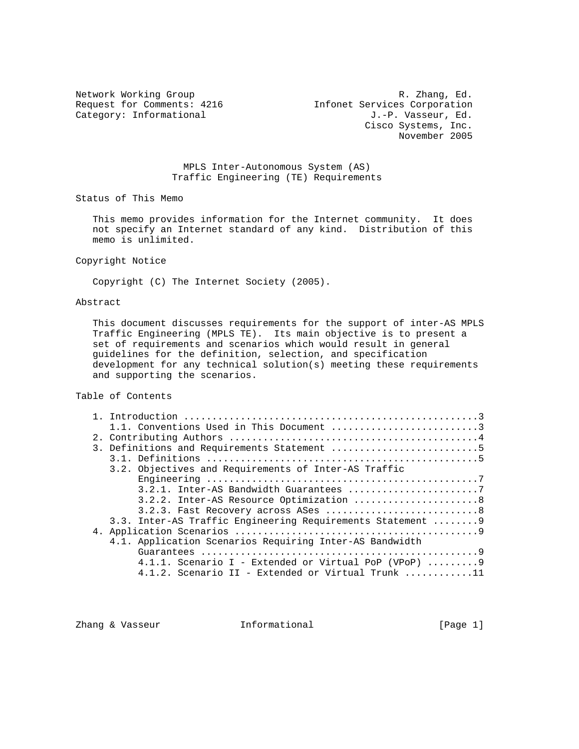Network Working Group R. Zhang, Ed.
Request for Comments: 4216 Infonet Services Corporation
Category: Informational J.-P. Vasseur, Ed.
Cisco Systems, Inc.
November 2005

# MPLS Inter-Autonomous System (AS) Traffic Engineering (TE) Requirements

## Status of This Memo

This memo provides information for the Internet community. It does not specify an Internet standard of any kind. Distribution of this memo is unlimited.

## Copyright Notice

Copyright (C) The Internet Society (2005).

## Abstract

This document discusses requirements for the support of inter-AS MPLS Traffic Engineering (MPLS TE). Its main objective is to present a set of requirements and scenarios which would result in general guidelines for the definition, selection, and specification development for any technical solution(s) meeting these requirements and supporting the scenarios.

## Table of Contents

```
   1. Introduction ....................................................3
      1.1. Conventions Used in This Document ..........................3
   2. Contributing Authors ............................................4
   3. Definitions and Requirements Statement ..........................5
      3.1. Definitions ................................................5
      3.2. Objectives and Requirements of Inter-AS Traffic
           Engineering ................................................7
           3.2.1. Inter-AS Bandwidth Guarantees .......................7
           3.2.2. Inter-AS Resource Optimization ......................8
           3.2.3. Fast Recovery across ASes ...........................8
      3.3. Inter-AS Traffic Engineering Requirements Statement ........9
   4. Application Scenarios ...........................................9
      4.1. Application Scenarios Requiring Inter-AS Bandwidth
           Guarantees .................................................9
           4.1.1. Scenario I - Extended or Virtual PoP (VPoP) .........9
           4.1.2. Scenario II - Extended or Virtual Trunk ...........11
```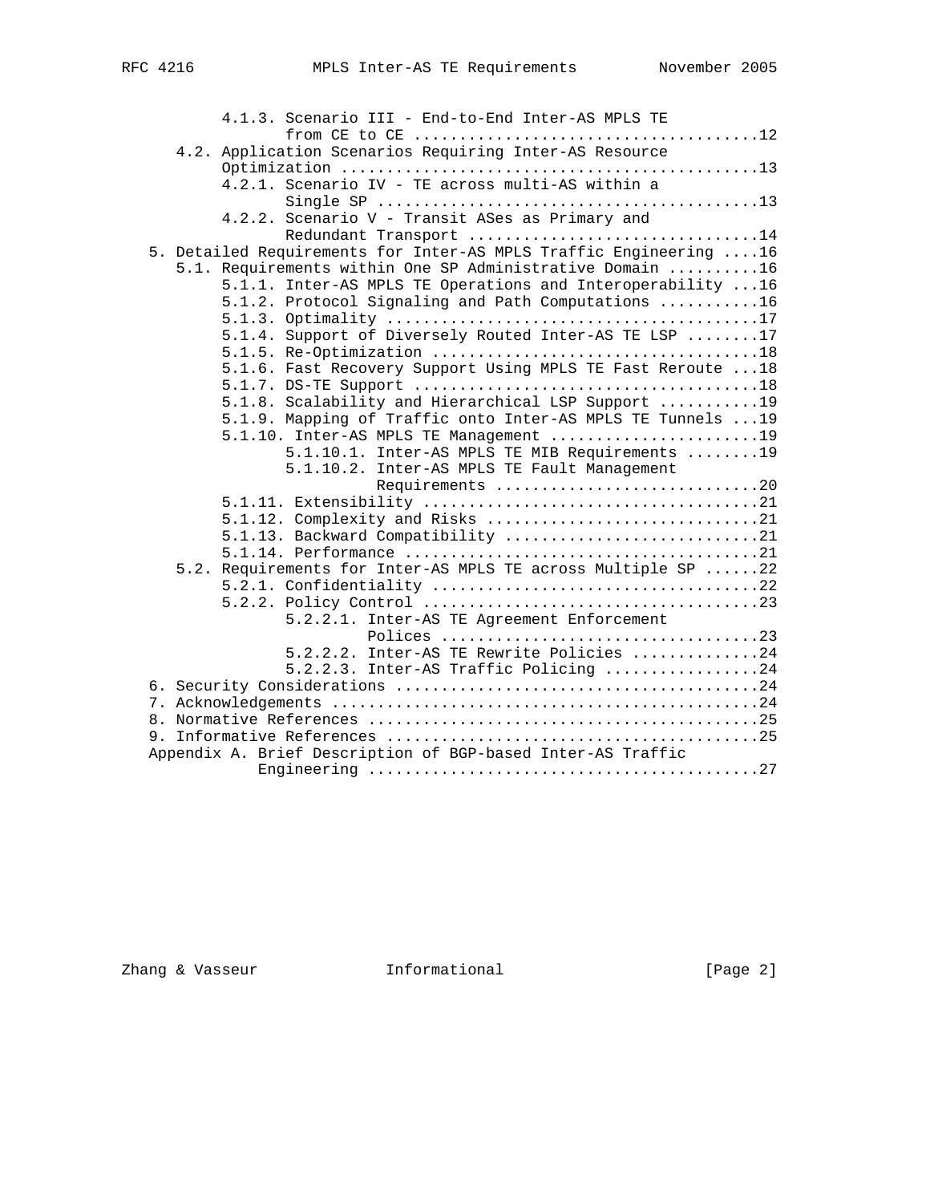```
         4.1.3. Scenario III - End-to-End Inter-AS MPLS TE
                from CE to CE .....................................12
    4.2. Application Scenarios Requiring Inter-AS Resource
         Optimization .............................................13
         4.2.1. Scenario IV - TE across multi-AS within a
                Single SP .........................................13
         4.2.2. Scenario V - Transit ASes as Primary and
                Redundant Transport ...............................14
 5. Detailed Requirements for Inter-AS MPLS Traffic Engineering ....16
    5.1. Requirements within One SP Administrative Domain ..........16
         5.1.1. Inter-AS MPLS TE Operations and Interoperability ...16
         5.1.2. Protocol Signaling and Path Computations ...........16
         5.1.3. Optimality .........................................17
         5.1.4. Support of Diversely Routed Inter-AS TE LSP ........17
         5.1.5. Re-Optimization ....................................18
         5.1.6. Fast Recovery Support Using MPLS TE Fast Reroute ...18
         5.1.7. DS-TE Support ......................................18
         5.1.8. Scalability and Hierarchical LSP Support ...........19
         5.1.9. Mapping of Traffic onto Inter-AS MPLS TE Tunnels ...19
         5.1.10. Inter-AS MPLS TE Management .......................19
                5.1.10.1. Inter-AS MPLS TE MIB Requirements ........19
                5.1.10.2. Inter-AS MPLS TE Fault Management
                          Requirements .............................20
         5.1.11. Extensibility .....................................21
         5.1.12. Complexity and Risks ..............................21
         5.1.13. Backward Compatibility ............................21
         5.1.14. Performance .......................................21
    5.2. Requirements for Inter-AS MPLS TE across Multiple SP ......22
         5.2.1. Confidentiality ....................................22
         5.2.2. Policy Control .....................................23
                5.2.2.1. Inter-AS TE Agreement Enforcement
                         Polices ...................................23
                5.2.2.2. Inter-AS TE Rewrite Policies ..............24
                5.2.2.3. Inter-AS Traffic Policing .................24
 6. Security Considerations ........................................24
 7. Acknowledgements ...............................................24
 8. Normative References ...........................................25
 9. Informative References .........................................25
 Appendix A. Brief Description of BGP-based Inter-AS Traffic
             Engineering ...........................................27
```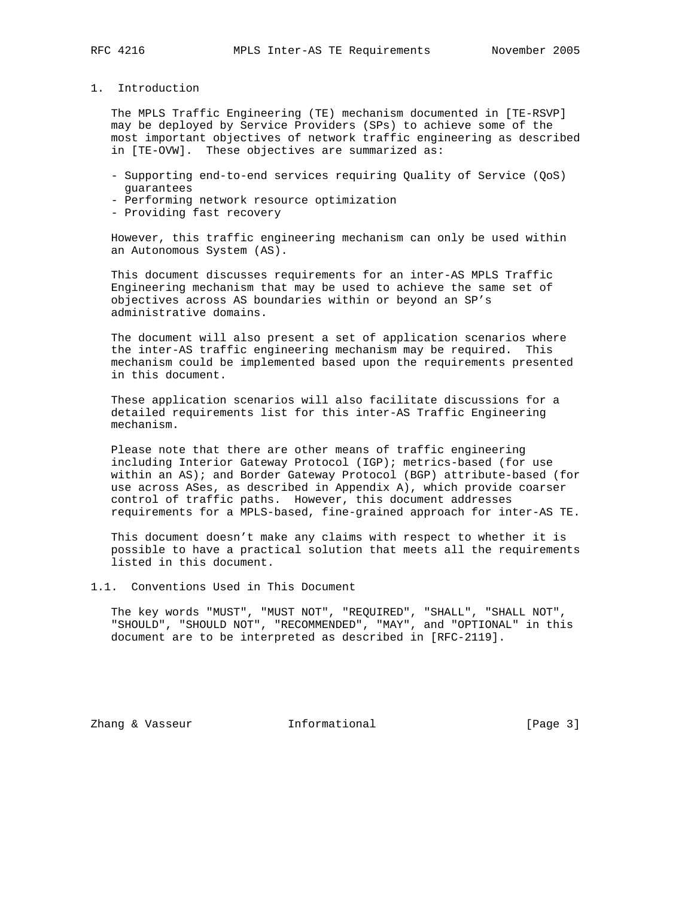# 1. Introduction

The MPLS Traffic Engineering (TE) mechanism documented in [TE-RSVP] may be deployed by Service Providers (SPs) to achieve some of the most important objectives of network traffic engineering as described in [TE-OVW]. These objectives are summarized as:

- Supporting end-to-end services requiring Quality of Service (QoS) guarantees
- Performing network resource optimization
- Providing fast recovery

However, this traffic engineering mechanism can only be used within an Autonomous System (AS).

This document discusses requirements for an inter-AS MPLS Traffic Engineering mechanism that may be used to achieve the same set of objectives across AS boundaries within or beyond an SP's administrative domains.

The document will also present a set of application scenarios where the inter-AS traffic engineering mechanism may be required. This mechanism could be implemented based upon the requirements presented in this document.

These application scenarios will also facilitate discussions for a detailed requirements list for this inter-AS Traffic Engineering mechanism.

Please note that there are other means of traffic engineering including Interior Gateway Protocol (IGP); metrics-based (for use within an AS); and Border Gateway Protocol (BGP) attribute-based (for use across ASes, as described in Appendix A), which provide coarser control of traffic paths. However, this document addresses requirements for a MPLS-based, fine-grained approach for inter-AS TE.

This document doesn't make any claims with respect to whether it is possible to have a practical solution that meets all the requirements listed in this document.

## 1.1. Conventions Used in This Document

The key words "MUST", "MUST NOT", "REQUIRED", "SHALL", "SHALL NOT", "SHOULD", "SHOULD NOT", "RECOMMENDED", "MAY", and "OPTIONAL" in this document are to be interpreted as described in [RFC-2119].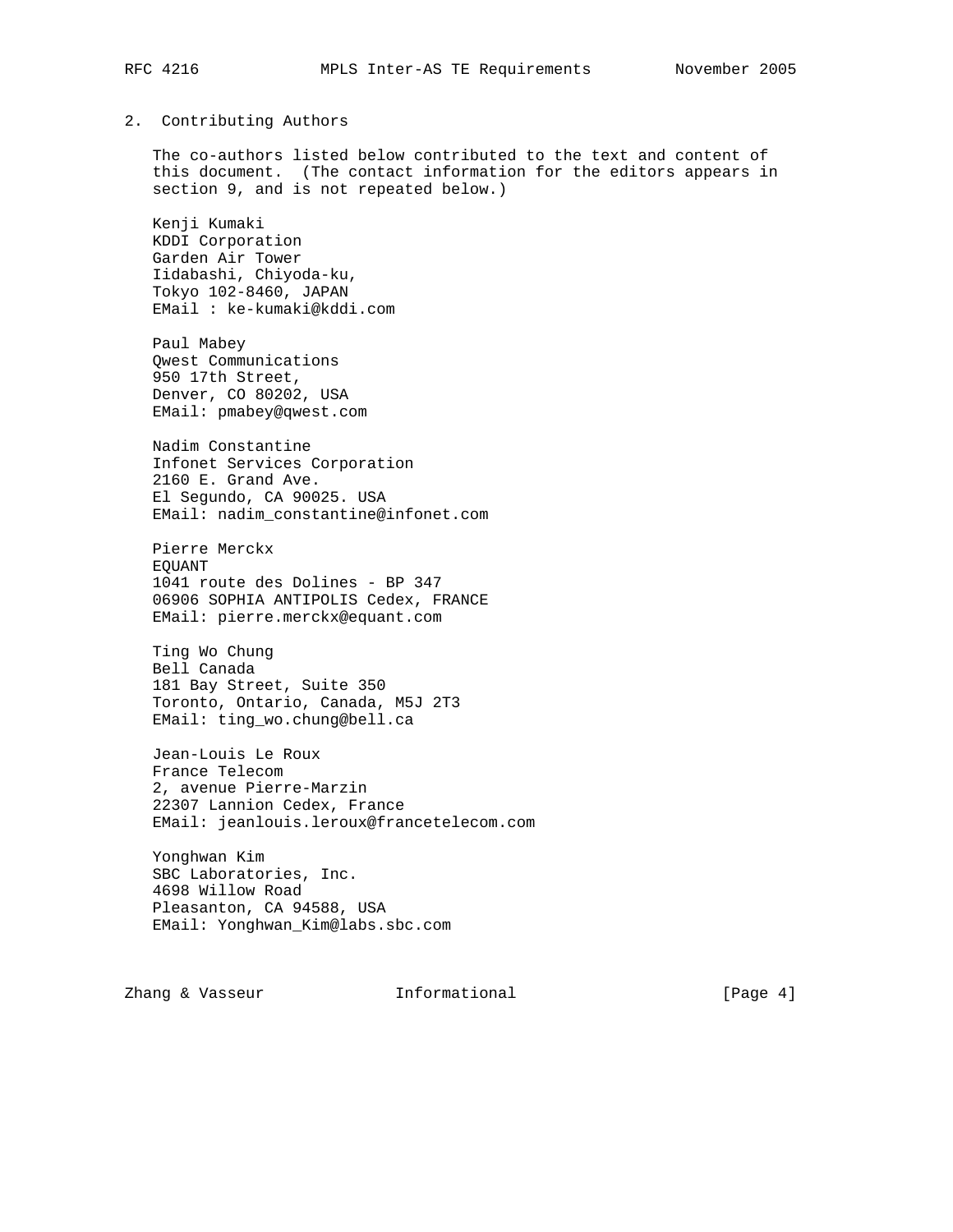## 2. Contributing Authors

The co-authors listed below contributed to the text and content of this document. (The contact information for the editors appears in section 9, and is not repeated below.)

Kenji Kumaki
KDDI Corporation
Garden Air Tower
Iidabashi, Chiyoda-ku,
Tokyo 102-8460, JAPAN
EMail : ke-kumaki@kddi.com

Paul Mabey
Qwest Communications
950 17th Street,
Denver, CO 80202, USA
EMail: pmabey@qwest.com

Nadim Constantine
Infonet Services Corporation
2160 E. Grand Ave.
El Segundo, CA 90025. USA
EMail: nadim_constantine@infonet.com

Pierre Merckx
EQUANT
1041 route des Dolines - BP 347
06906 SOPHIA ANTIPOLIS Cedex, FRANCE
EMail: pierre.merckx@equant.com

Ting Wo Chung
Bell Canada
181 Bay Street, Suite 350
Toronto, Ontario, Canada, M5J 2T3
EMail: ting_wo.chung@bell.ca

Jean-Louis Le Roux
France Telecom
2, avenue Pierre-Marzin
22307 Lannion Cedex, France
EMail: jeanlouis.leroux@francetelecom.com

Yonghwan Kim
SBC Laboratories, Inc.
4698 Willow Road
Pleasanton, CA 94588, USA
EMail: Yonghwan_Kim@labs.sbc.com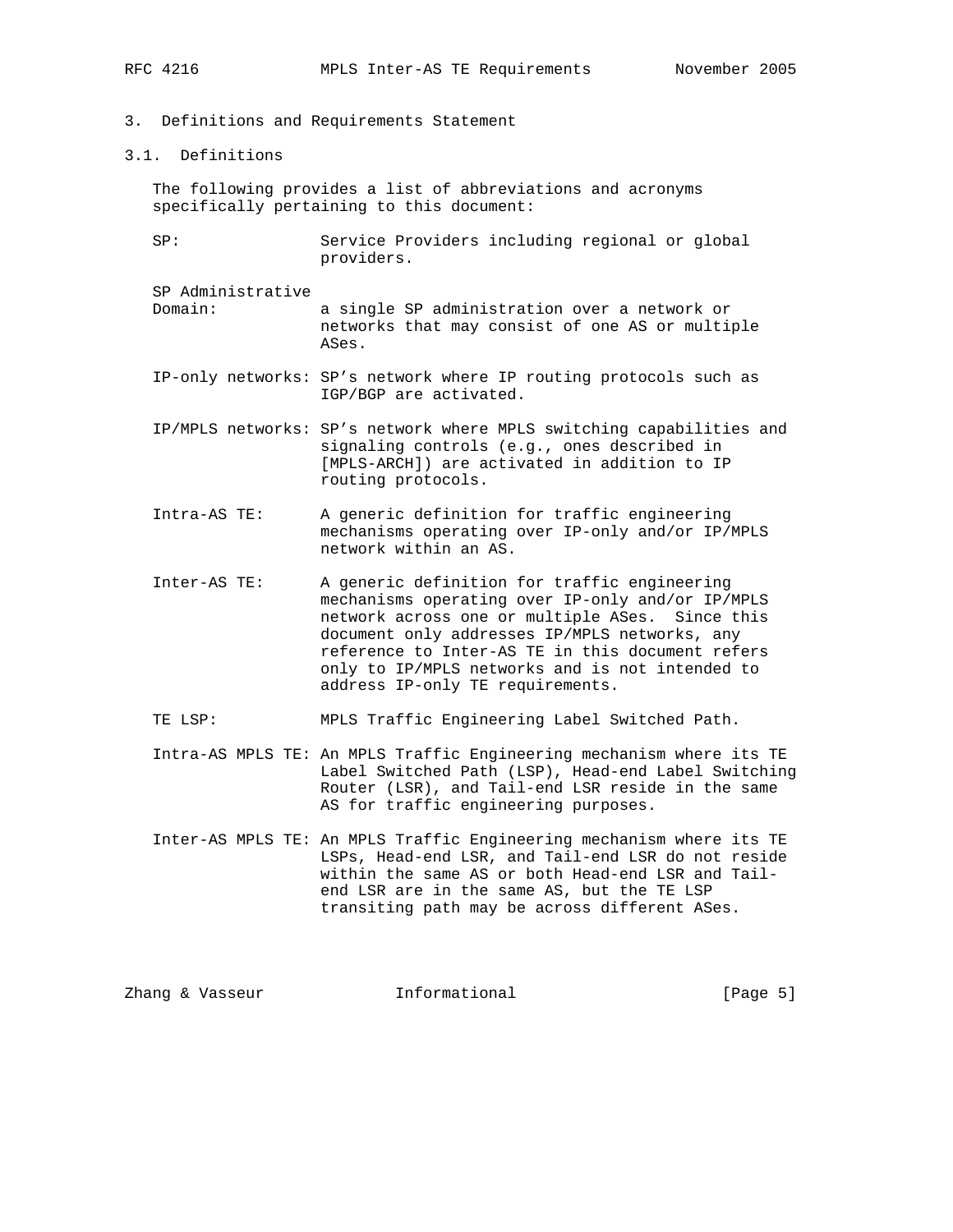## 3. Definitions and Requirements Statement

### 3.1. Definitions

The following provides a list of abbreviations and acronyms specifically pertaining to this document:

**SP:** Service Providers including regional or global providers.

**SP Administrative Domain:** a single SP administration over a network or networks that may consist of one AS or multiple ASes.

**IP-only networks:** SP's network where IP routing protocols such as IGP/BGP are activated.

**IP/MPLS networks:** SP's network where MPLS switching capabilities and signaling controls (e.g., ones described in [MPLS-ARCH]) are activated in addition to IP routing protocols.

**Intra-AS TE:** A generic definition for traffic engineering mechanisms operating over IP-only and/or IP/MPLS network within an AS.

**Inter-AS TE:** A generic definition for traffic engineering mechanisms operating over IP-only and/or IP/MPLS network across one or multiple ASes. Since this document only addresses IP/MPLS networks, any reference to Inter-AS TE in this document refers only to IP/MPLS networks and is not intended to address IP-only TE requirements.

**TE LSP:** MPLS Traffic Engineering Label Switched Path.

**Intra-AS MPLS TE:** An MPLS Traffic Engineering mechanism where its TE Label Switched Path (LSP), Head-end Label Switching Router (LSR), and Tail-end LSR reside in the same AS for traffic engineering purposes.

**Inter-AS MPLS TE:** An MPLS Traffic Engineering mechanism where its TE LSPs, Head-end LSR, and Tail-end LSR do not reside within the same AS or both Head-end LSR and Tail-end LSR are in the same AS, but the TE LSP transiting path may be across different ASes.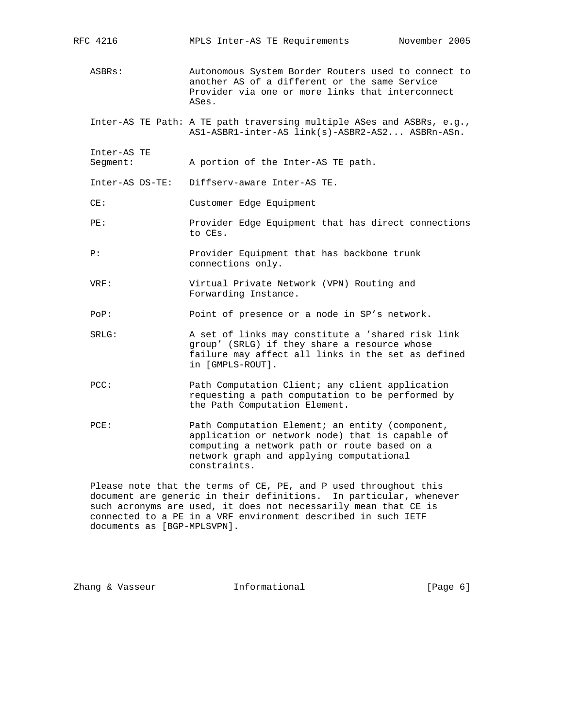ASBRs: Autonomous System Border Routers used to connect to another AS of a different or the same Service Provider via one or more links that interconnect ASes.

Inter-AS TE Path: A TE path traversing multiple ASes and ASBRs, e.g., AS1-ASBR1-inter-AS link(s)-ASBR2-AS2... ASBRn-ASn.

Inter-AS TE Segment: A portion of the Inter-AS TE path.

Inter-AS DS-TE: Diffserv-aware Inter-AS TE.

CE: Customer Edge Equipment

PE: Provider Edge Equipment that has direct connections to CEs.

P: Provider Equipment that has backbone trunk connections only.

VRF: Virtual Private Network (VPN) Routing and Forwarding Instance.

PoP: Point of presence or a node in SP's network.

SRLG: A set of links may constitute a 'shared risk link group' (SRLG) if they share a resource whose failure may affect all links in the set as defined in [GMPLS-ROUT].

PCC: Path Computation Client; any client application requesting a path computation to be performed by the Path Computation Element.

PCE: Path Computation Element; an entity (component, application or network node) that is capable of computing a network path or route based on a network graph and applying computational constraints.

Please note that the terms of CE, PE, and P used throughout this document are generic in their definitions. In particular, whenever such acronyms are used, it does not necessarily mean that CE is connected to a PE in a VRF environment described in such IETF documents as [BGP-MPLSVPN].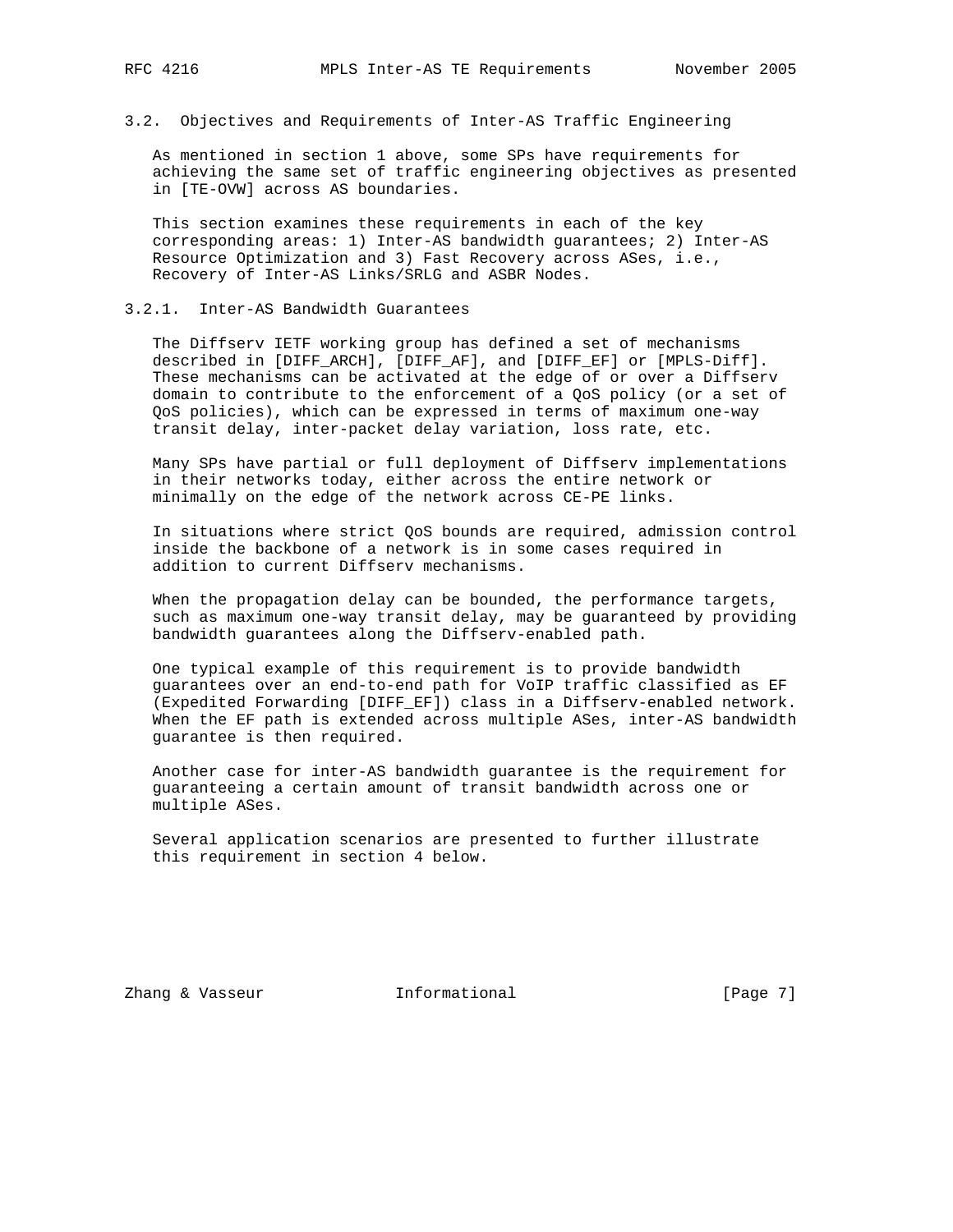### 3.2. Objectives and Requirements of Inter-AS Traffic Engineering

As mentioned in section 1 above, some SPs have requirements for achieving the same set of traffic engineering objectives as presented in [TE-OVW] across AS boundaries.

This section examines these requirements in each of the key corresponding areas: 1) Inter-AS bandwidth guarantees; 2) Inter-AS Resource Optimization and 3) Fast Recovery across ASes, i.e., Recovery of Inter-AS Links/SRLG and ASBR Nodes.

#### 3.2.1. Inter-AS Bandwidth Guarantees

The Diffserv IETF working group has defined a set of mechanisms described in [DIFF_ARCH], [DIFF_AF], and [DIFF_EF] or [MPLS-Diff]. These mechanisms can be activated at the edge of or over a Diffserv domain to contribute to the enforcement of a QoS policy (or a set of QoS policies), which can be expressed in terms of maximum one-way transit delay, inter-packet delay variation, loss rate, etc.

Many SPs have partial or full deployment of Diffserv implementations in their networks today, either across the entire network or minimally on the edge of the network across CE-PE links.

In situations where strict QoS bounds are required, admission control inside the backbone of a network is in some cases required in addition to current Diffserv mechanisms.

When the propagation delay can be bounded, the performance targets, such as maximum one-way transit delay, may be guaranteed by providing bandwidth guarantees along the Diffserv-enabled path.

One typical example of this requirement is to provide bandwidth guarantees over an end-to-end path for VoIP traffic classified as EF (Expedited Forwarding [DIFF_EF]) class in a Diffserv-enabled network. When the EF path is extended across multiple ASes, inter-AS bandwidth guarantee is then required.

Another case for inter-AS bandwidth guarantee is the requirement for guaranteeing a certain amount of transit bandwidth across one or multiple ASes.

Several application scenarios are presented to further illustrate this requirement in section 4 below.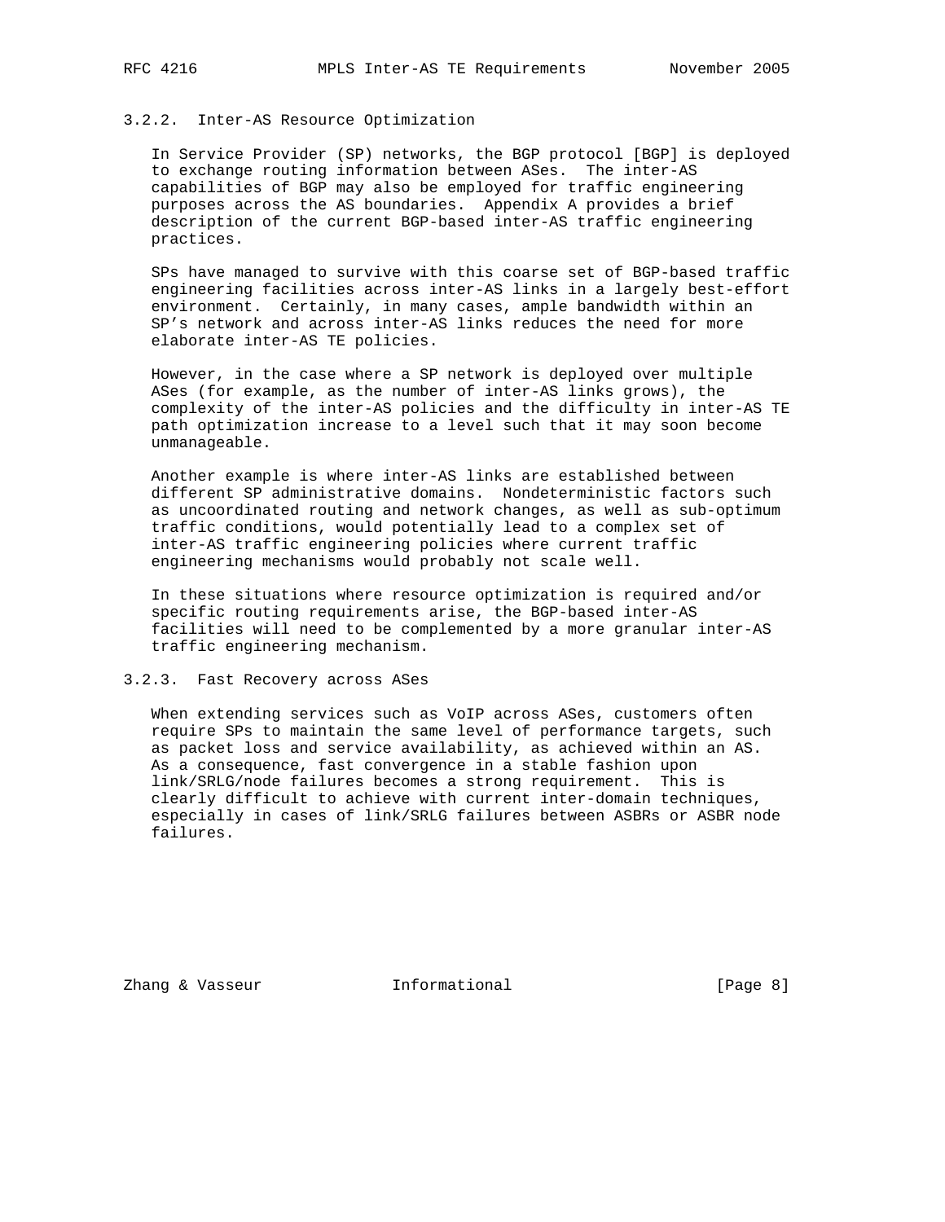#### 3.2.2. Inter-AS Resource Optimization

In Service Provider (SP) networks, the BGP protocol [BGP] is deployed to exchange routing information between ASes. The inter-AS capabilities of BGP may also be employed for traffic engineering purposes across the AS boundaries. Appendix A provides a brief description of the current BGP-based inter-AS traffic engineering practices.

SPs have managed to survive with this coarse set of BGP-based traffic engineering facilities across inter-AS links in a largely best-effort environment. Certainly, in many cases, ample bandwidth within an SP's network and across inter-AS links reduces the need for more elaborate inter-AS TE policies.

However, in the case where a SP network is deployed over multiple ASes (for example, as the number of inter-AS links grows), the complexity of the inter-AS policies and the difficulty in inter-AS TE path optimization increase to a level such that it may soon become unmanageable.

Another example is where inter-AS links are established between different SP administrative domains. Nondeterministic factors such as uncoordinated routing and network changes, as well as sub-optimum traffic conditions, would potentially lead to a complex set of inter-AS traffic engineering policies where current traffic engineering mechanisms would probably not scale well.

In these situations where resource optimization is required and/or specific routing requirements arise, the BGP-based inter-AS facilities will need to be complemented by a more granular inter-AS traffic engineering mechanism.

#### 3.2.3. Fast Recovery across ASes

When extending services such as VoIP across ASes, customers often require SPs to maintain the same level of performance targets, such as packet loss and service availability, as achieved within an AS. As a consequence, fast convergence in a stable fashion upon link/SRLG/node failures becomes a strong requirement. This is clearly difficult to achieve with current inter-domain techniques, especially in cases of link/SRLG failures between ASBRs or ASBR node failures.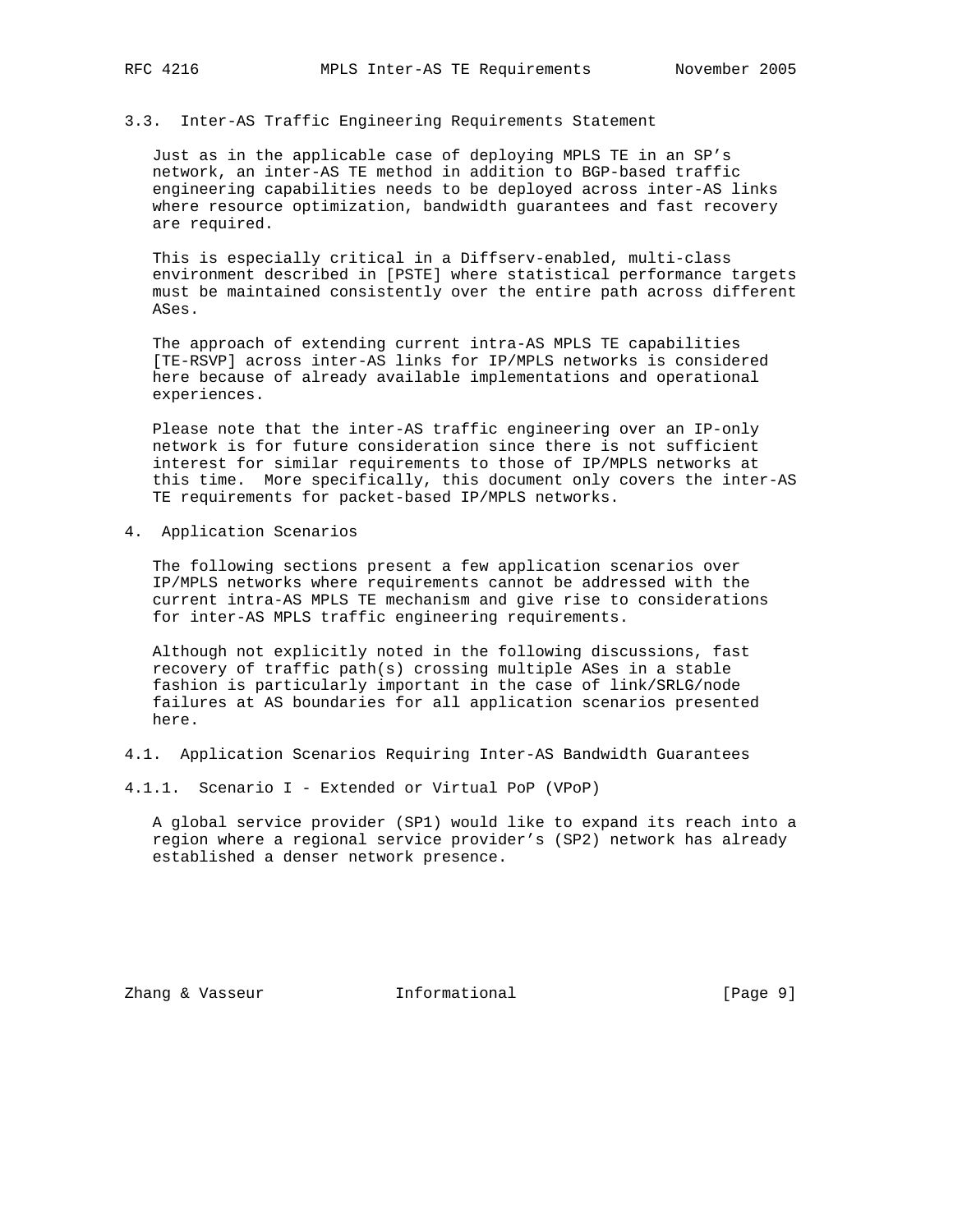### 3.3. Inter-AS Traffic Engineering Requirements Statement

Just as in the applicable case of deploying MPLS TE in an SP's network, an inter-AS TE method in addition to BGP-based traffic engineering capabilities needs to be deployed across inter-AS links where resource optimization, bandwidth guarantees and fast recovery are required.

This is especially critical in a Diffserv-enabled, multi-class environment described in [PSTE] where statistical performance targets must be maintained consistently over the entire path across different ASes.

The approach of extending current intra-AS MPLS TE capabilities [TE-RSVP] across inter-AS links for IP/MPLS networks is considered here because of already available implementations and operational experiences.

Please note that the inter-AS traffic engineering over an IP-only network is for future consideration since there is not sufficient interest for similar requirements to those of IP/MPLS networks at this time. More specifically, this document only covers the inter-AS TE requirements for packet-based IP/MPLS networks.

## 4. Application Scenarios

The following sections present a few application scenarios over IP/MPLS networks where requirements cannot be addressed with the current intra-AS MPLS TE mechanism and give rise to considerations for inter-AS MPLS traffic engineering requirements.

Although not explicitly noted in the following discussions, fast recovery of traffic path(s) crossing multiple ASes in a stable fashion is particularly important in the case of link/SRLG/node failures at AS boundaries for all application scenarios presented here.

### 4.1. Application Scenarios Requiring Inter-AS Bandwidth Guarantees

#### 4.1.1. Scenario I - Extended or Virtual PoP (VPoP)

A global service provider (SP1) would like to expand its reach into a region where a regional service provider's (SP2) network has already established a denser network presence.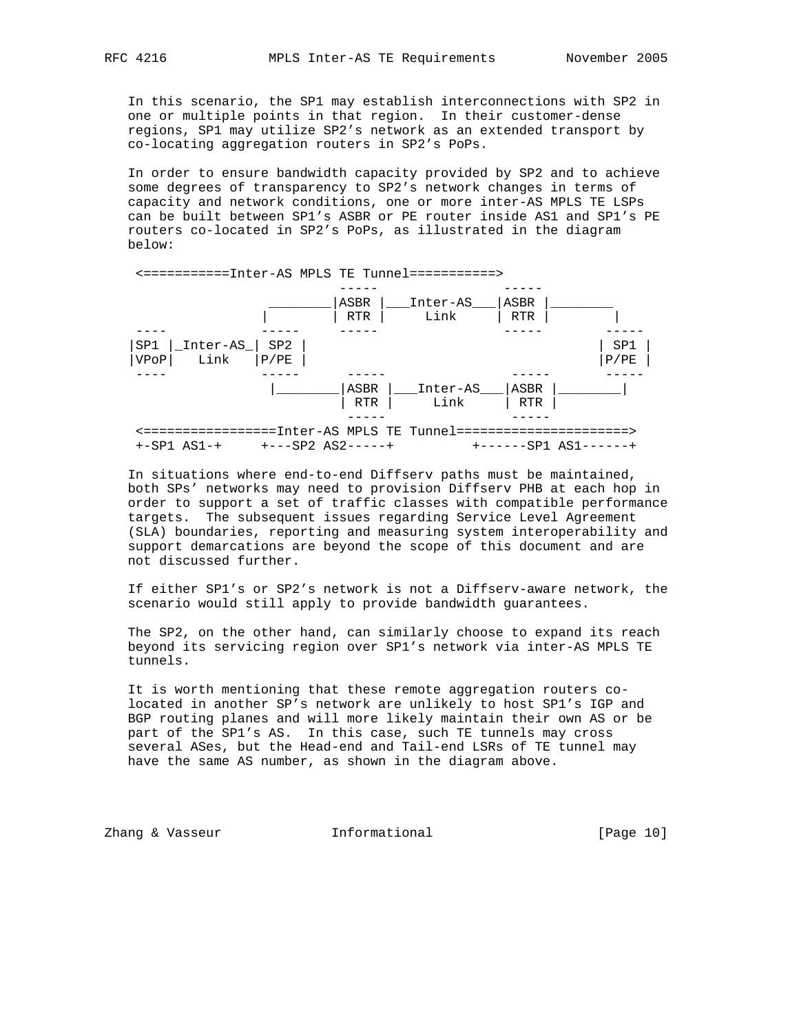In this scenario, the SP1 may establish interconnections with SP2 in one or multiple points in that region. In their customer-dense regions, SP1 may utilize SP2's network as an extended transport by co-locating aggregation routers in SP2's PoPs.

In order to ensure bandwidth capacity provided by SP2 and to achieve some degrees of transparency to SP2's network changes in terms of capacity and network conditions, one or more inter-AS MPLS TE LSPs can be built between SP1's ASBR or PE router inside AS1 and SP1's PE routers co-located in SP2's PoPs, as illustrated in the diagram below:

```
 <===========Inter-AS MPLS TE Tunnel===========>
                            -----             -----
                  ________|ASBR |___Inter-AS___|ASBR |________
                 |        | RTR |     Link     | RTR |        |
 ----            -----     -----               -----         -----
|SP1 |_Inter-AS_| SP2 |                                      | SP1 |
|VPoP|   Link   |P/PE |                                      |P/PE |
 ----            -----     -----               -----         -----
                  |________|ASBR |___Inter-AS___|ASBR |________|
                           | RTR |     Link     | RTR |
                            -----               -----
 <=================Inter-AS MPLS TE Tunnel======================>
 +-SP1 AS1-+     +---SP2 AS2-----+          +------SP1 AS1------+
```

In situations where end-to-end Diffserv paths must be maintained, both SPs' networks may need to provision Diffserv PHB at each hop in order to support a set of traffic classes with compatible performance targets. The subsequent issues regarding Service Level Agreement (SLA) boundaries, reporting and measuring system interoperability and support demarcations are beyond the scope of this document and are not discussed further.

If either SP1's or SP2's network is not a Diffserv-aware network, the scenario would still apply to provide bandwidth guarantees.

The SP2, on the other hand, can similarly choose to expand its reach beyond its servicing region over SP1's network via inter-AS MPLS TE tunnels.

It is worth mentioning that these remote aggregation routers co-located in another SP's network are unlikely to host SP1's IGP and BGP routing planes and will more likely maintain their own AS or be part of the SP1's AS. In this case, such TE tunnels may cross several ASes, but the Head-end and Tail-end LSRs of TE tunnel may have the same AS number, as shown in the diagram above.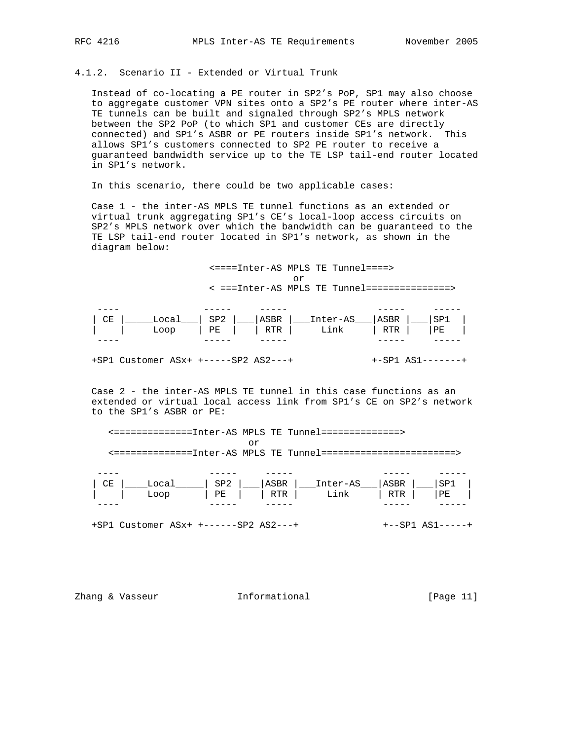### 4.1.2. Scenario II - Extended or Virtual Trunk

Instead of co-locating a PE router in SP2's PoP, SP1 may also choose to aggregate customer VPN sites onto a SP2's PE router where inter-AS TE tunnels can be built and signaled through SP2's MPLS network between the SP2 PoP (to which SP1 and customer CEs are directly connected) and SP1's ASBR or PE routers inside SP1's network. This allows SP1's customers connected to SP2 PE router to receive a guaranteed bandwidth service up to the TE LSP tail-end router located in SP1's network.

In this scenario, there could be two applicable cases:

Case 1 - the inter-AS MPLS TE tunnel functions as an extended or virtual trunk aggregating SP1's CE's local-loop access circuits on SP2's MPLS network over which the bandwidth can be guaranteed to the TE LSP tail-end router located in SP1's network, as shown in the diagram below:

```
                    <====Inter-AS MPLS TE Tunnel====>
                                   or
                    < ===Inter-AS MPLS TE Tunnel===============>

 ----              -----    -----               -----     -----
| CE |_____Local___| SP2 |___|ASBR |___Inter-AS___|ASBR |___|SP1  |
|    |     Loop    | PE  |   | RTR |     Link     | RTR |   |PE   |
 ----              -----    -----               -----     -----

+SP1 Customer ASx+ +-----SP2 AS2---+             +-SP1 AS1-------+
```

Case 2 - the inter-AS MPLS TE tunnel in this case functions as an extended or virtual local access link from SP1's CE on SP2's network to the SP1's ASBR or PE:

```
   <==============Inter-AS MPLS TE Tunnel==============>
                           or
   <==============Inter-AS MPLS TE Tunnel========================>

 ----              -----     -----               -----     -----
| CE |____Local_____| SP2 |___|ASBR |___Inter-AS___|ASBR |___|SP1  |
|    |    Loop      | PE  |   | RTR |     Link     | RTR |   |PE   |
 ----              -----     -----               -----     -----

+SP1 Customer ASx+ +------SP2 AS2---+             +--SP1 AS1-----+
```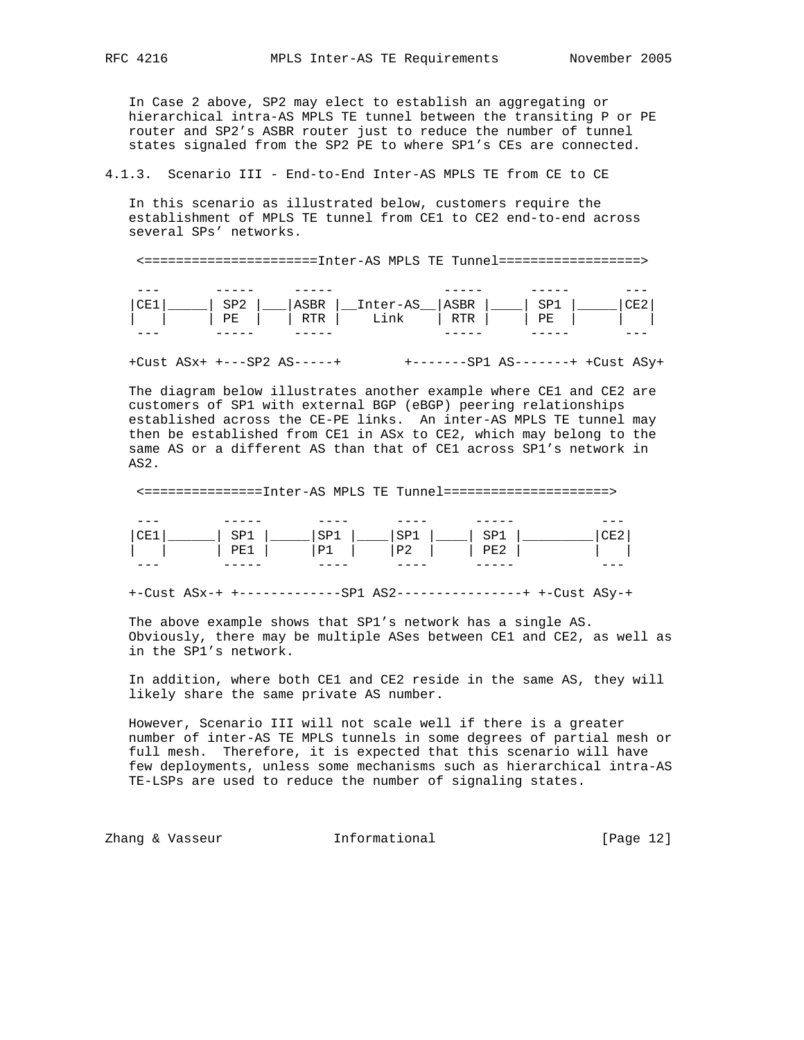In Case 2 above, SP2 may elect to establish an aggregating or hierarchical intra-AS MPLS TE tunnel between the transiting P or PE router and SP2's ASBR router just to reduce the number of tunnel states signaled from the SP2 PE to where SP1's CEs are connected.

### 4.1.3. Scenario III - End-to-End Inter-AS MPLS TE from CE to CE

In this scenario as illustrated below, customers require the establishment of MPLS TE tunnel from CE1 to CE2 end-to-end across several SPs' networks.

```
 <=====================Inter-AS MPLS TE Tunnel=================>

 ---      -----    -----              -----     -----      ---
|CE1|_____| SP2 |___|ASBR |__Inter-AS__|ASBR |____| SP1 |_____|CE2|
|   |     | PE  |   | RTR |   Link     | RTR |    | PE  |     |   |
 ---      -----    -----              -----     -----      ---

+Cust ASx+ +---SP2 AS-----+        +-------SP1 AS-------+ +Cust ASy+
```

The diagram below illustrates another example where CE1 and CE2 are customers of SP1 with external BGP (eBGP) peering relationships established across the CE-PE links. An inter-AS MPLS TE tunnel may then be established from CE1 in ASx to CE2, which may belong to the same AS or a different AS than that of CE1 across SP1's network in AS2.

```
 <===============Inter-AS MPLS TE Tunnel====================>

 ---       -----      ----      ----      -----          ---
|CE1|______| SP1 |_____|SP1 |____|SP1 |____| SP1 |_________|CE2|
|   |      | PE1 |     |P1  |    |P2  |    | PE2 |         |   |
 ---       -----      ----      ----      -----          ---

+-Cust ASx-+ +-------------SP1 AS2----------------+ +-Cust ASy-+
```

The above example shows that SP1's network has a single AS. Obviously, there may be multiple ASes between CE1 and CE2, as well as in the SP1's network.

In addition, where both CE1 and CE2 reside in the same AS, they will likely share the same private AS number.

However, Scenario III will not scale well if there is a greater number of inter-AS TE MPLS tunnels in some degrees of partial mesh or full mesh. Therefore, it is expected that this scenario will have few deployments, unless some mechanisms such as hierarchical intra-AS TE-LSPs are used to reduce the number of signaling states.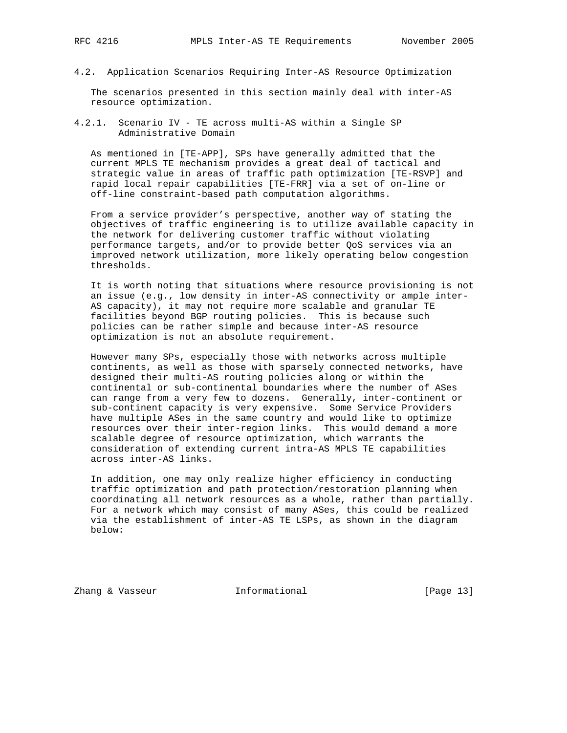### 4.2. Application Scenarios Requiring Inter-AS Resource Optimization

The scenarios presented in this section mainly deal with inter-AS resource optimization.

#### 4.2.1. Scenario IV - TE across multi-AS within a Single SP Administrative Domain

As mentioned in [TE-APP], SPs have generally admitted that the current MPLS TE mechanism provides a great deal of tactical and strategic value in areas of traffic path optimization [TE-RSVP] and rapid local repair capabilities [TE-FRR] via a set of on-line or off-line constraint-based path computation algorithms.

From a service provider's perspective, another way of stating the objectives of traffic engineering is to utilize available capacity in the network for delivering customer traffic without violating performance targets, and/or to provide better QoS services via an improved network utilization, more likely operating below congestion thresholds.

It is worth noting that situations where resource provisioning is not an issue (e.g., low density in inter-AS connectivity or ample inter-AS capacity), it may not require more scalable and granular TE facilities beyond BGP routing policies. This is because such policies can be rather simple and because inter-AS resource optimization is not an absolute requirement.

However many SPs, especially those with networks across multiple continents, as well as those with sparsely connected networks, have designed their multi-AS routing policies along or within the continental or sub-continental boundaries where the number of ASes can range from a very few to dozens. Generally, inter-continent or sub-continent capacity is very expensive. Some Service Providers have multiple ASes in the same country and would like to optimize resources over their inter-region links. This would demand a more scalable degree of resource optimization, which warrants the consideration of extending current intra-AS MPLS TE capabilities across inter-AS links.

In addition, one may only realize higher efficiency in conducting traffic optimization and path protection/restoration planning when coordinating all network resources as a whole, rather than partially. For a network which may consist of many ASes, this could be realized via the establishment of inter-AS TE LSPs, as shown in the diagram below: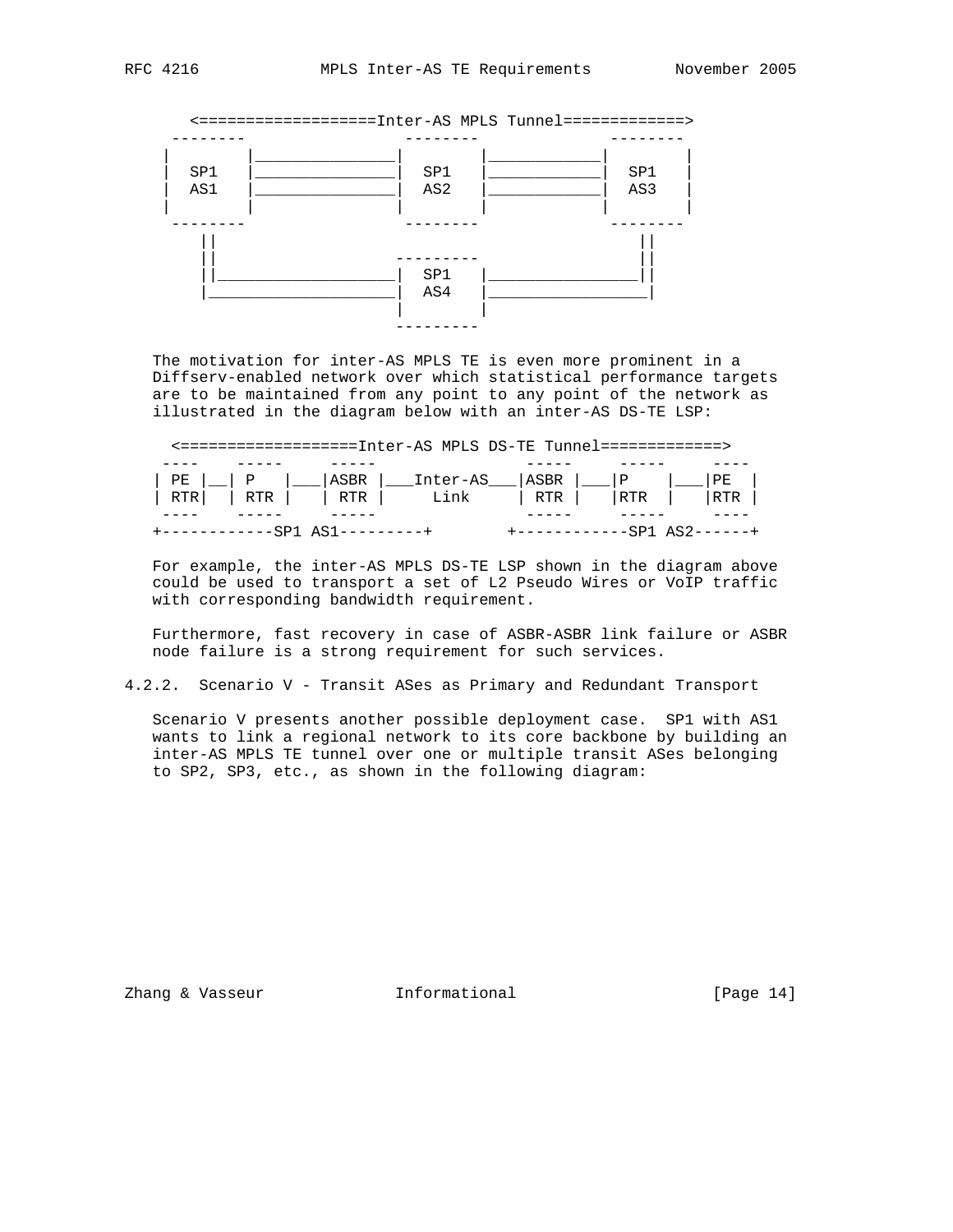```
      <===================Inter-AS MPLS Tunnel=============>
     --------                 --------             --------
    |        |________________|        |____________|        |
    |  SP1   |________________|  SP1   |____________|  SP1   |
    |  AS1   |________________|  AS2   |____________|  AS3   |
    |        |                |        |            |        |
     --------                 --------             --------
        ||                                             ||
        ||                   ---------                 ||
        ||___________________|  SP1   |________________||
        |____________________|  AS4   |_________________|
                             |        |
                              ---------
```

The motivation for inter-AS MPLS TE is even more prominent in a Diffserv-enabled network over which statistical performance targets are to be maintained from any point to any point of the network as illustrated in the diagram below with an inter-AS DS-TE LSP:

```
   <===================Inter-AS MPLS DS-TE Tunnel=============>
    ----    -----     -----                -----     -----     ----
   | PE |__| P   |___|ASBR |___Inter-AS___|ASBR |___|P    |___|PE  |
   | RTR|  | RTR |   | RTR |     Link     | RTR |   |RTR  |   |RTR |
    ----    -----     -----                -----     -----     ----
   +------------SP1 AS1---------+        +------------SP1 AS2------+
```

For example, the inter-AS MPLS DS-TE LSP shown in the diagram above could be used to transport a set of L2 Pseudo Wires or VoIP traffic with corresponding bandwidth requirement.

Furthermore, fast recovery in case of ASBR-ASBR link failure or ASBR node failure is a strong requirement for such services.

#### 4.2.2. Scenario V - Transit ASes as Primary and Redundant Transport

Scenario V presents another possible deployment case. SP1 with AS1 wants to link a regional network to its core backbone by building an inter-AS MPLS TE tunnel over one or multiple transit ASes belonging to SP2, SP3, etc., as shown in the following diagram: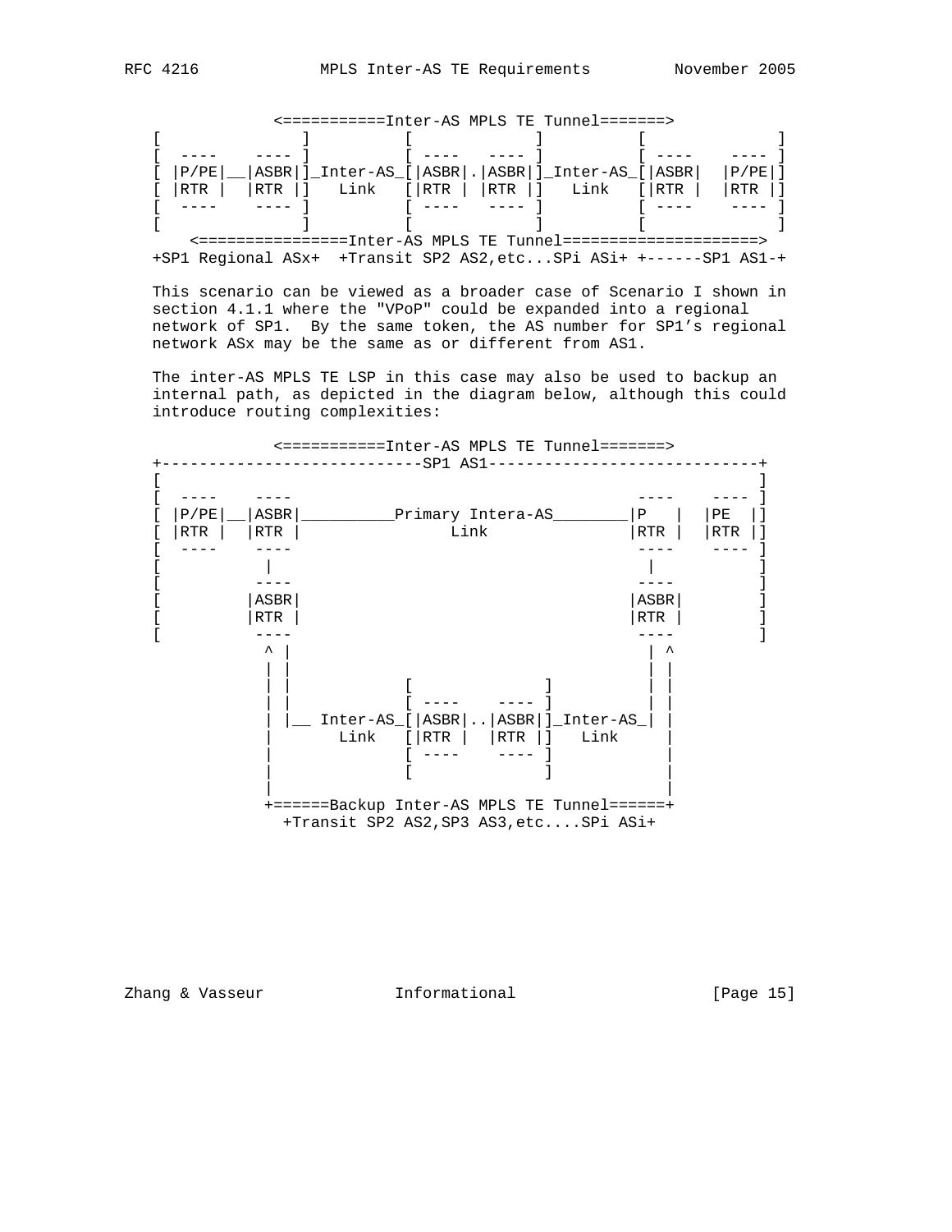```
              <===========Inter-AS MPLS TE Tunnel=======>
 [              ]          [              ]          [              ]
 [  ----    ---- ]          [ ----   ---- ]          [ ----    ---- ]
 [ |P/PE|__|ASBR|]_Inter-AS_[|ASBR|.|ASBR|]_Inter-AS_[|ASBR|  |P/PE|]
 [ |RTR |  |RTR |]   Link   [|RTR | |RTR |]   Link   [|RTR |  |RTR |]
 [  ----    ---- ]          [ ----   ---- ]          [ ----    ---- ]
 [              ]          [              ]          [              ]
     <================Inter-AS MPLS TE Tunnel=====================>
 +SP1 Regional ASx+  +Transit SP2 AS2,etc...SPi ASi+ +------SP1 AS1-+
```

This scenario can be viewed as a broader case of Scenario I shown in section 4.1.1 where the "VPoP" could be expanded into a regional network of SP1. By the same token, the AS number for SP1's regional network ASx may be the same as or different from AS1.

The inter-AS MPLS TE LSP in this case may also be used to backup an internal path, as depicted in the diagram below, although this could introduce routing complexities:

```
              <===========Inter-AS MPLS TE Tunnel=======>
 +----------------------------SP1 AS1-----------------------------+
 [                                                                 ]
 [  ----    ----                                    ----    ---- ]
 [ |P/PE|__|ASBR|__________Primary Intera-AS________|P   |  |PE  |]
 [ |RTR |  |RTR |              Link                 |RTR |  |RTR |]
 [  ----    ----                                    ----    ---- ]
 [           |                                        |           ]
 [          ----                                    ----          ]
 [         |ASBR|                                  |ASBR|         ]
 [         |RTR |                                  |RTR |         ]
 [          ----                                    ----          ]
            ^ |                                      | ^
            | |                                      | |
            | |            [              ]          | |
            | |            [ ----    ---- ]          | |
            | |__ Inter-AS_[|ASBR|..|ASBR|]_Inter-AS_| |
            |       Link   [|RTR |  |RTR |]   Link     |
            |              [ ----    ---- ]            |
            |              [              ]            |
            |                                          |
            +======Backup Inter-AS MPLS TE Tunnel======+
              +Transit SP2 AS2,SP3 AS3,etc....SPi ASi+
```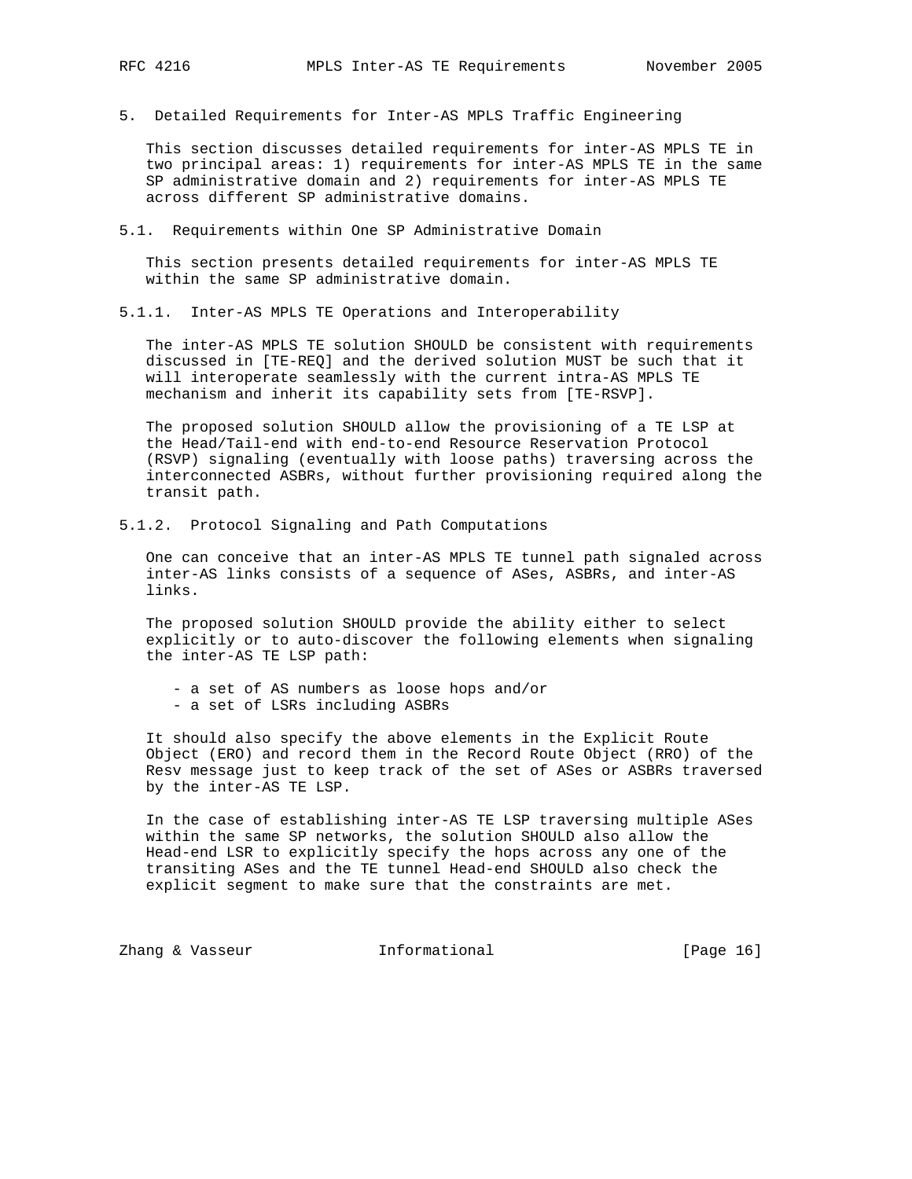# 5. Detailed Requirements for Inter-AS MPLS Traffic Engineering

This section discusses detailed requirements for inter-AS MPLS TE in two principal areas: 1) requirements for inter-AS MPLS TE in the same SP administrative domain and 2) requirements for inter-AS MPLS TE across different SP administrative domains.

## 5.1. Requirements within One SP Administrative Domain

This section presents detailed requirements for inter-AS MPLS TE within the same SP administrative domain.

### 5.1.1. Inter-AS MPLS TE Operations and Interoperability

The inter-AS MPLS TE solution SHOULD be consistent with requirements discussed in [TE-REQ] and the derived solution MUST be such that it will interoperate seamlessly with the current intra-AS MPLS TE mechanism and inherit its capability sets from [TE-RSVP].

The proposed solution SHOULD allow the provisioning of a TE LSP at the Head/Tail-end with end-to-end Resource Reservation Protocol (RSVP) signaling (eventually with loose paths) traversing across the interconnected ASBRs, without further provisioning required along the transit path.

### 5.1.2. Protocol Signaling and Path Computations

One can conceive that an inter-AS MPLS TE tunnel path signaled across inter-AS links consists of a sequence of ASes, ASBRs, and inter-AS links.

The proposed solution SHOULD provide the ability either to select explicitly or to auto-discover the following elements when signaling the inter-AS TE LSP path:

- a set of AS numbers as loose hops and/or
- a set of LSRs including ASBRs

It should also specify the above elements in the Explicit Route Object (ERO) and record them in the Record Route Object (RRO) of the Resv message just to keep track of the set of ASes or ASBRs traversed by the inter-AS TE LSP.

In the case of establishing inter-AS TE LSP traversing multiple ASes within the same SP networks, the solution SHOULD also allow the Head-end LSR to explicitly specify the hops across any one of the transiting ASes and the TE tunnel Head-end SHOULD also check the explicit segment to make sure that the constraints are met.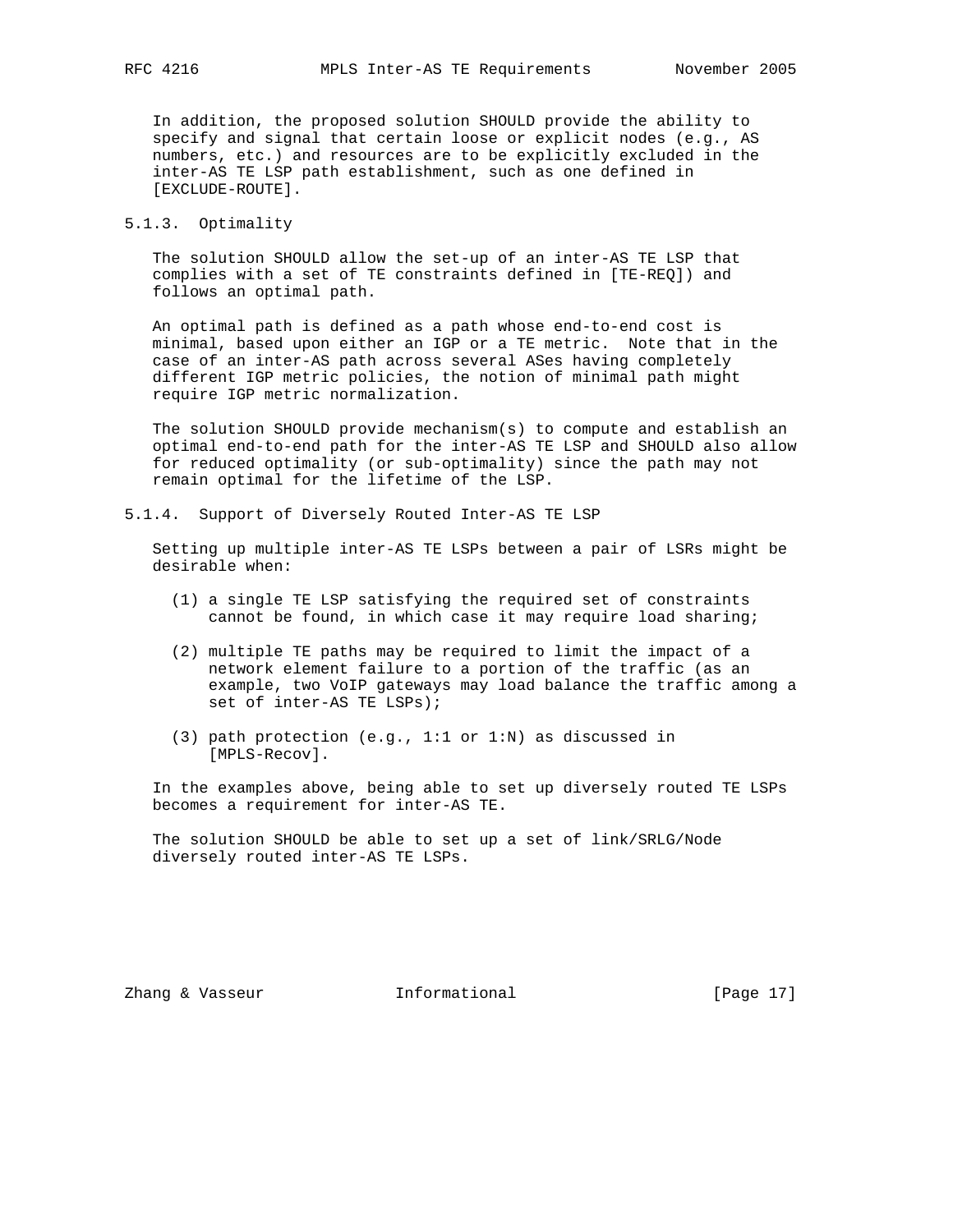In addition, the proposed solution SHOULD provide the ability to specify and signal that certain loose or explicit nodes (e.g., AS numbers, etc.) and resources are to be explicitly excluded in the inter-AS TE LSP path establishment, such as one defined in [EXCLUDE-ROUTE].

#### 5.1.3. Optimality

The solution SHOULD allow the set-up of an inter-AS TE LSP that complies with a set of TE constraints defined in [TE-REQ]) and follows an optimal path.

An optimal path is defined as a path whose end-to-end cost is minimal, based upon either an IGP or a TE metric. Note that in the case of an inter-AS path across several ASes having completely different IGP metric policies, the notion of minimal path might require IGP metric normalization.

The solution SHOULD provide mechanism(s) to compute and establish an optimal end-to-end path for the inter-AS TE LSP and SHOULD also allow for reduced optimality (or sub-optimality) since the path may not remain optimal for the lifetime of the LSP.

#### 5.1.4. Support of Diversely Routed Inter-AS TE LSP

Setting up multiple inter-AS TE LSPs between a pair of LSRs might be desirable when:

(1) a single TE LSP satisfying the required set of constraints cannot be found, in which case it may require load sharing;

(2) multiple TE paths may be required to limit the impact of a network element failure to a portion of the traffic (as an example, two VoIP gateways may load balance the traffic among a set of inter-AS TE LSPs);

(3) path protection (e.g., 1:1 or 1:N) as discussed in [MPLS-Recov].

In the examples above, being able to set up diversely routed TE LSPs becomes a requirement for inter-AS TE.

The solution SHOULD be able to set up a set of link/SRLG/Node diversely routed inter-AS TE LSPs.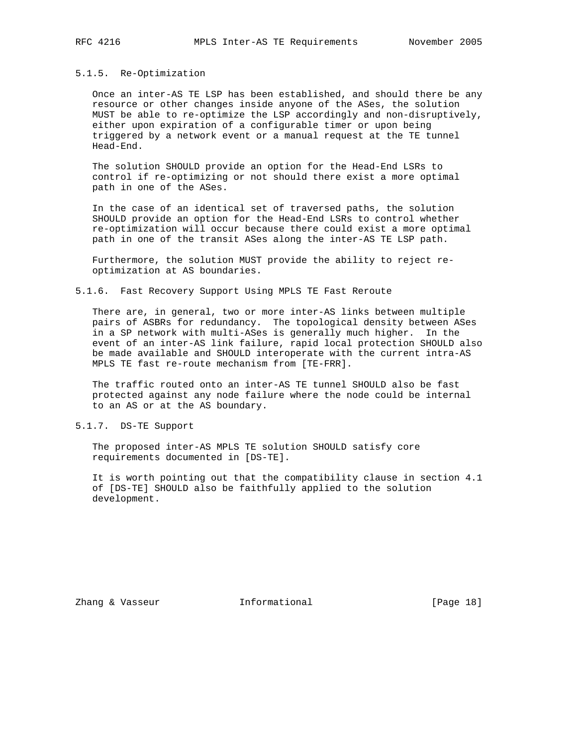#### 5.1.5. Re-Optimization

Once an inter-AS TE LSP has been established, and should there be any resource or other changes inside anyone of the ASes, the solution MUST be able to re-optimize the LSP accordingly and non-disruptively, either upon expiration of a configurable timer or upon being triggered by a network event or a manual request at the TE tunnel Head-End.

The solution SHOULD provide an option for the Head-End LSRs to control if re-optimizing or not should there exist a more optimal path in one of the ASes.

In the case of an identical set of traversed paths, the solution SHOULD provide an option for the Head-End LSRs to control whether re-optimization will occur because there could exist a more optimal path in one of the transit ASes along the inter-AS TE LSP path.

Furthermore, the solution MUST provide the ability to reject re-optimization at AS boundaries.

#### 5.1.6. Fast Recovery Support Using MPLS TE Fast Reroute

There are, in general, two or more inter-AS links between multiple pairs of ASBRs for redundancy. The topological density between ASes in a SP network with multi-ASes is generally much higher. In the event of an inter-AS link failure, rapid local protection SHOULD also be made available and SHOULD interoperate with the current intra-AS MPLS TE fast re-route mechanism from [TE-FRR].

The traffic routed onto an inter-AS TE tunnel SHOULD also be fast protected against any node failure where the node could be internal to an AS or at the AS boundary.

#### 5.1.7. DS-TE Support

The proposed inter-AS MPLS TE solution SHOULD satisfy core requirements documented in [DS-TE].

It is worth pointing out that the compatibility clause in section 4.1 of [DS-TE] SHOULD also be faithfully applied to the solution development.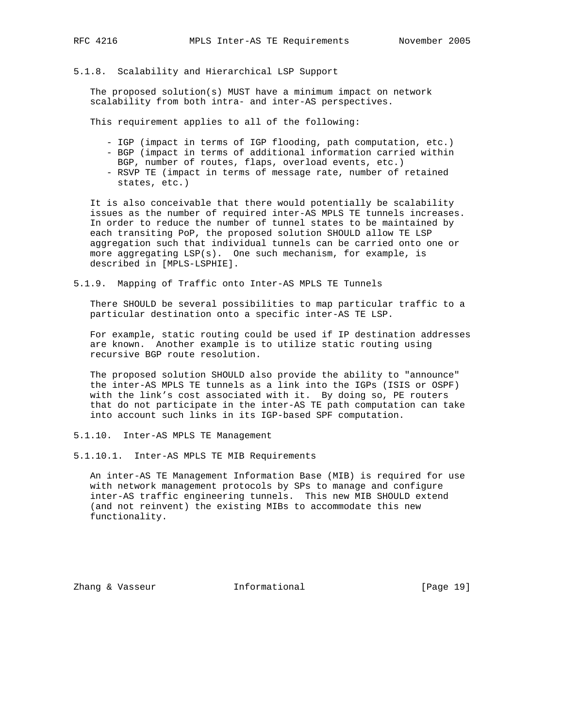#### 5.1.8. Scalability and Hierarchical LSP Support

The proposed solution(s) MUST have a minimum impact on network scalability from both intra- and inter-AS perspectives.

This requirement applies to all of the following:

- IGP (impact in terms of IGP flooding, path computation, etc.)
- BGP (impact in terms of additional information carried within BGP, number of routes, flaps, overload events, etc.)
- RSVP TE (impact in terms of message rate, number of retained states, etc.)

It is also conceivable that there would potentially be scalability issues as the number of required inter-AS MPLS TE tunnels increases. In order to reduce the number of tunnel states to be maintained by each transiting PoP, the proposed solution SHOULD allow TE LSP aggregation such that individual tunnels can be carried onto one or more aggregating LSP(s). One such mechanism, for example, is described in [MPLS-LSPHIE].

#### 5.1.9. Mapping of Traffic onto Inter-AS MPLS TE Tunnels

There SHOULD be several possibilities to map particular traffic to a particular destination onto a specific inter-AS TE LSP.

For example, static routing could be used if IP destination addresses are known. Another example is to utilize static routing using recursive BGP route resolution.

The proposed solution SHOULD also provide the ability to "announce" the inter-AS MPLS TE tunnels as a link into the IGPs (ISIS or OSPF) with the link's cost associated with it. By doing so, PE routers that do not participate in the inter-AS TE path computation can take into account such links in its IGP-based SPF computation.

#### 5.1.10. Inter-AS MPLS TE Management

##### 5.1.10.1. Inter-AS MPLS TE MIB Requirements

An inter-AS TE Management Information Base (MIB) is required for use with network management protocols by SPs to manage and configure inter-AS traffic engineering tunnels. This new MIB SHOULD extend (and not reinvent) the existing MIBs to accommodate this new functionality.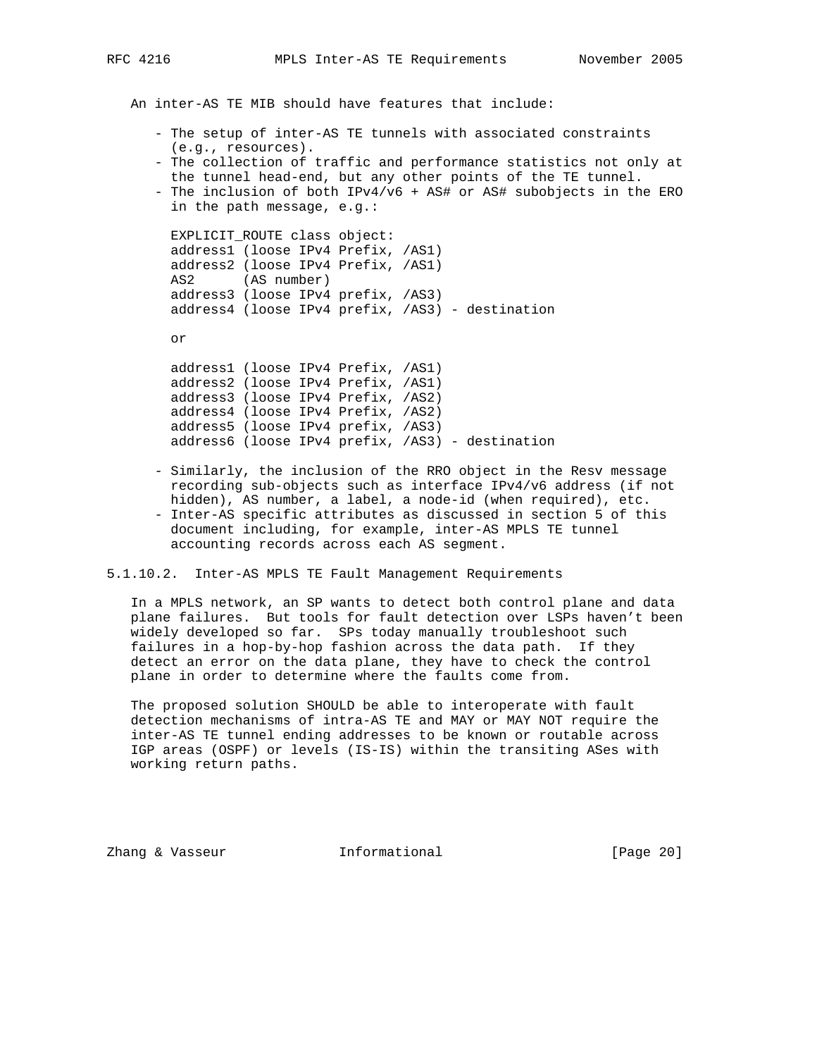An inter-AS TE MIB should have features that include:

- The setup of inter-AS TE tunnels with associated constraints (e.g., resources).
- The collection of traffic and performance statistics not only at the tunnel head-end, but any other points of the TE tunnel.
- The inclusion of both IPv4/v6 + AS# or AS# subobjects in the ERO in the path message, e.g.:

```
EXPLICIT_ROUTE class object:
address1 (loose IPv4 Prefix, /AS1)
address2 (loose IPv4 Prefix, /AS1)
AS2      (AS number)
address3 (loose IPv4 prefix, /AS3)
address4 (loose IPv4 prefix, /AS3) - destination

or

address1 (loose IPv4 Prefix, /AS1)
address2 (loose IPv4 Prefix, /AS1)
address3 (loose IPv4 Prefix, /AS2)
address4 (loose IPv4 Prefix, /AS2)
address5 (loose IPv4 prefix, /AS3)
address6 (loose IPv4 prefix, /AS3) - destination
```

- Similarly, the inclusion of the RRO object in the Resv message recording sub-objects such as interface IPv4/v6 address (if not hidden), AS number, a label, a node-id (when required), etc.
- Inter-AS specific attributes as discussed in section 5 of this document including, for example, inter-AS MPLS TE tunnel accounting records across each AS segment.

#### 5.1.10.2. Inter-AS MPLS TE Fault Management Requirements

In a MPLS network, an SP wants to detect both control plane and data plane failures. But tools for fault detection over LSPs haven't been widely developed so far. SPs today manually troubleshoot such failures in a hop-by-hop fashion across the data path. If they detect an error on the data plane, they have to check the control plane in order to determine where the faults come from.

The proposed solution SHOULD be able to interoperate with fault detection mechanisms of intra-AS TE and MAY or MAY NOT require the inter-AS TE tunnel ending addresses to be known or routable across IGP areas (OSPF) or levels (IS-IS) within the transiting ASes with working return paths.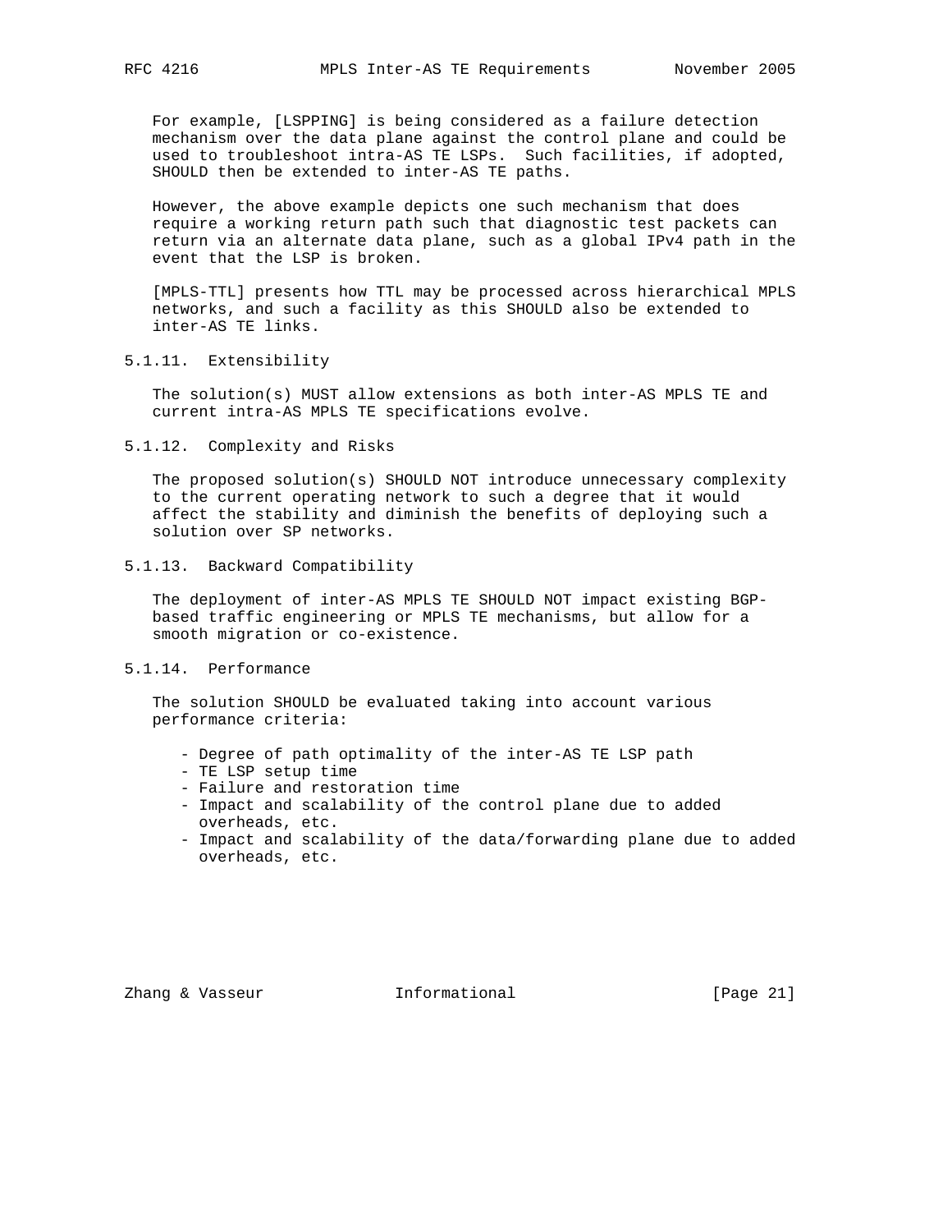For example, [LSPPING] is being considered as a failure detection mechanism over the data plane against the control plane and could be used to troubleshoot intra-AS TE LSPs. Such facilities, if adopted, SHOULD then be extended to inter-AS TE paths.

However, the above example depicts one such mechanism that does require a working return path such that diagnostic test packets can return via an alternate data plane, such as a global IPv4 path in the event that the LSP is broken.

[MPLS-TTL] presents how TTL may be processed across hierarchical MPLS networks, and such a facility as this SHOULD also be extended to inter-AS TE links.

#### 5.1.11. Extensibility

The solution(s) MUST allow extensions as both inter-AS MPLS TE and current intra-AS MPLS TE specifications evolve.

#### 5.1.12. Complexity and Risks

The proposed solution(s) SHOULD NOT introduce unnecessary complexity to the current operating network to such a degree that it would affect the stability and diminish the benefits of deploying such a solution over SP networks.

#### 5.1.13. Backward Compatibility

The deployment of inter-AS MPLS TE SHOULD NOT impact existing BGP-based traffic engineering or MPLS TE mechanisms, but allow for a smooth migration or co-existence.

#### 5.1.14. Performance

The solution SHOULD be evaluated taking into account various performance criteria:

- Degree of path optimality of the inter-AS TE LSP path
- TE LSP setup time
- Failure and restoration time
- Impact and scalability of the control plane due to added overheads, etc.
- Impact and scalability of the data/forwarding plane due to added overheads, etc.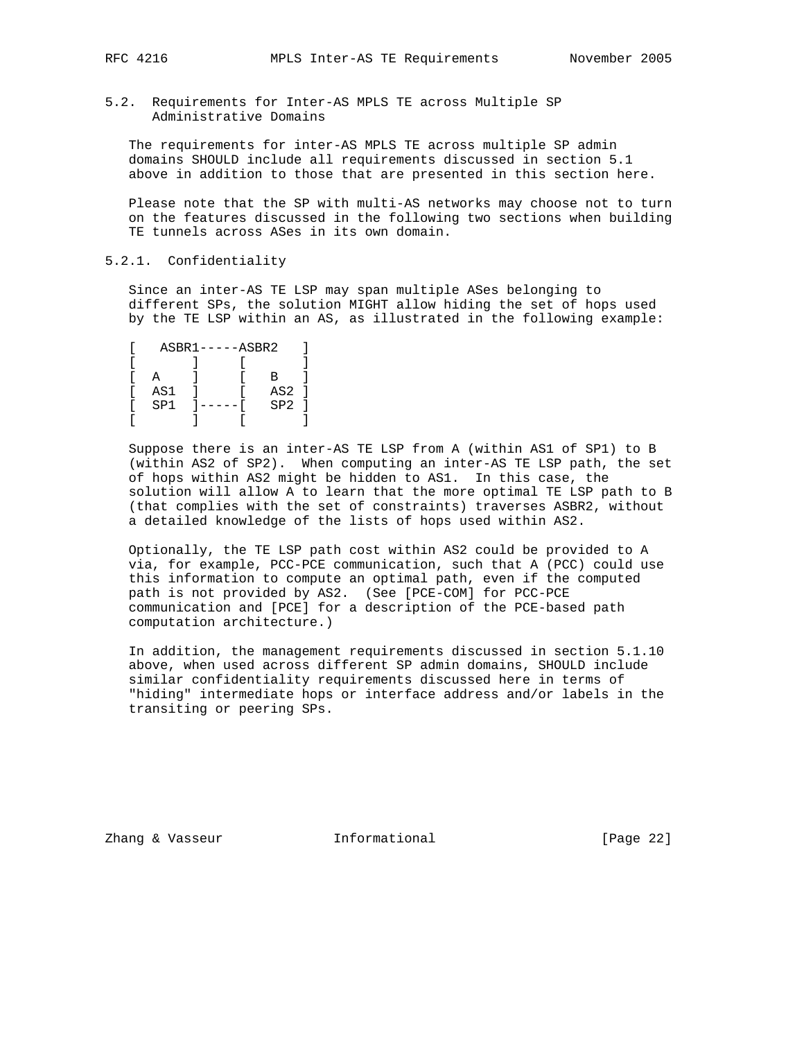### 5.2. Requirements for Inter-AS MPLS TE across Multiple SP Administrative Domains

The requirements for inter-AS MPLS TE across multiple SP admin domains SHOULD include all requirements discussed in section 5.1 above in addition to those that are presented in this section here.

Please note that the SP with multi-AS networks may choose not to turn on the features discussed in the following two sections when building TE tunnels across ASes in its own domain.

#### 5.2.1. Confidentiality

Since an inter-AS TE LSP may span multiple ASes belonging to different SPs, the solution MIGHT allow hiding the set of hops used by the TE LSP within an AS, as illustrated in the following example:

```
[   ASBR1-----ASBR2   ]
[       ]     [       ]
[  A    ]     [   B   ]
[  AS1  ]     [   AS2 ]
[  SP1  ]-----[   SP2 ]
[       ]     [       ]
```

Suppose there is an inter-AS TE LSP from A (within AS1 of SP1) to B (within AS2 of SP2). When computing an inter-AS TE LSP path, the set of hops within AS2 might be hidden to AS1. In this case, the solution will allow A to learn that the more optimal TE LSP path to B (that complies with the set of constraints) traverses ASBR2, without a detailed knowledge of the lists of hops used within AS2.

Optionally, the TE LSP path cost within AS2 could be provided to A via, for example, PCC-PCE communication, such that A (PCC) could use this information to compute an optimal path, even if the computed path is not provided by AS2. (See [PCE-COM] for PCC-PCE communication and [PCE] for a description of the PCE-based path computation architecture.)

In addition, the management requirements discussed in section 5.1.10 above, when used across different SP admin domains, SHOULD include similar confidentiality requirements discussed here in terms of "hiding" intermediate hops or interface address and/or labels in the transiting or peering SPs.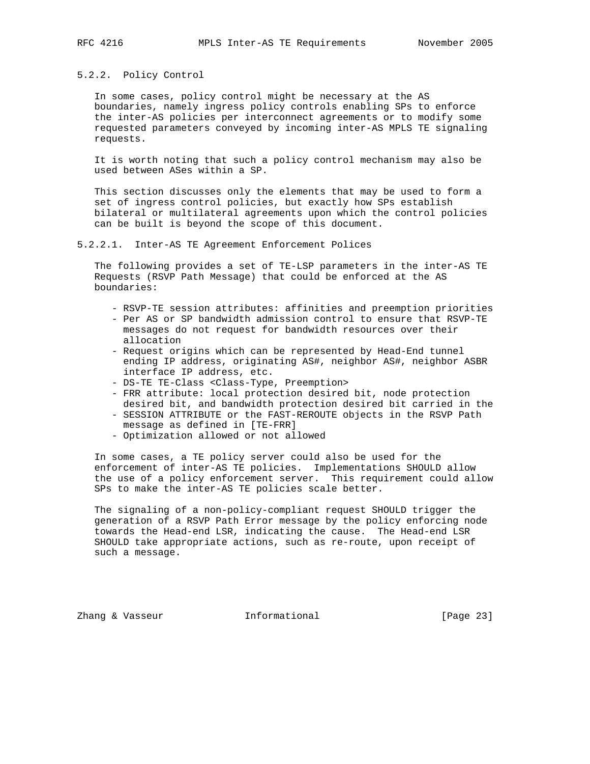### 5.2.2. Policy Control

In some cases, policy control might be necessary at the AS boundaries, namely ingress policy controls enabling SPs to enforce the inter-AS policies per interconnect agreements or to modify some requested parameters conveyed by incoming inter-AS MPLS TE signaling requests.

It is worth noting that such a policy control mechanism may also be used between ASes within a SP.

This section discusses only the elements that may be used to form a set of ingress control policies, but exactly how SPs establish bilateral or multilateral agreements upon which the control policies can be built is beyond the scope of this document.

#### 5.2.2.1. Inter-AS TE Agreement Enforcement Polices

The following provides a set of TE-LSP parameters in the inter-AS TE Requests (RSVP Path Message) that could be enforced at the AS boundaries:

- RSVP-TE session attributes: affinities and preemption priorities
- Per AS or SP bandwidth admission control to ensure that RSVP-TE messages do not request for bandwidth resources over their allocation
- Request origins which can be represented by Head-End tunnel ending IP address, originating AS#, neighbor AS#, neighbor ASBR interface IP address, etc.
- DS-TE TE-Class <Class-Type, Preemption>
- FRR attribute: local protection desired bit, node protection desired bit, and bandwidth protection desired bit carried in the
- SESSION ATTRIBUTE or the FAST-REROUTE objects in the RSVP Path message as defined in [TE-FRR]
- Optimization allowed or not allowed

In some cases, a TE policy server could also be used for the enforcement of inter-AS TE policies. Implementations SHOULD allow the use of a policy enforcement server. This requirement could allow SPs to make the inter-AS TE policies scale better.

The signaling of a non-policy-compliant request SHOULD trigger the generation of a RSVP Path Error message by the policy enforcing node towards the Head-end LSR, indicating the cause. The Head-end LSR SHOULD take appropriate actions, such as re-route, upon receipt of such a message.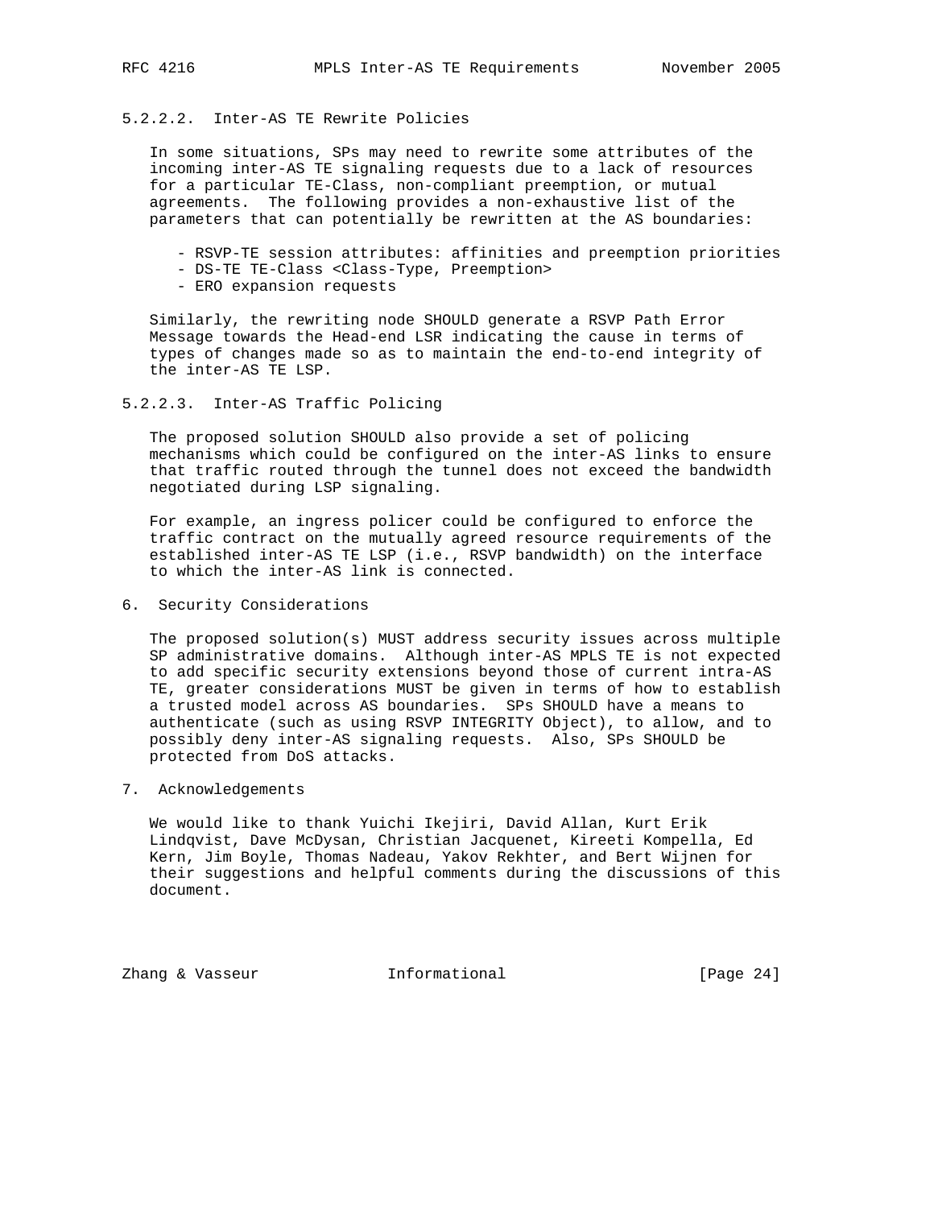#### 5.2.2.2. Inter-AS TE Rewrite Policies

In some situations, SPs may need to rewrite some attributes of the incoming inter-AS TE signaling requests due to a lack of resources for a particular TE-Class, non-compliant preemption, or mutual agreements. The following provides a non-exhaustive list of the parameters that can potentially be rewritten at the AS boundaries:

- RSVP-TE session attributes: affinities and preemption priorities
- DS-TE TE-Class <Class-Type, Preemption>
- ERO expansion requests

Similarly, the rewriting node SHOULD generate a RSVP Path Error Message towards the Head-end LSR indicating the cause in terms of types of changes made so as to maintain the end-to-end integrity of the inter-AS TE LSP.

#### 5.2.2.3. Inter-AS Traffic Policing

The proposed solution SHOULD also provide a set of policing mechanisms which could be configured on the inter-AS links to ensure that traffic routed through the tunnel does not exceed the bandwidth negotiated during LSP signaling.

For example, an ingress policer could be configured to enforce the traffic contract on the mutually agreed resource requirements of the established inter-AS TE LSP (i.e., RSVP bandwidth) on the interface to which the inter-AS link is connected.

## 6. Security Considerations

The proposed solution(s) MUST address security issues across multiple SP administrative domains. Although inter-AS MPLS TE is not expected to add specific security extensions beyond those of current intra-AS TE, greater considerations MUST be given in terms of how to establish a trusted model across AS boundaries. SPs SHOULD have a means to authenticate (such as using RSVP INTEGRITY Object), to allow, and to possibly deny inter-AS signaling requests. Also, SPs SHOULD be protected from DoS attacks.

## 7. Acknowledgements

We would like to thank Yuichi Ikejiri, David Allan, Kurt Erik Lindqvist, Dave McDysan, Christian Jacquenet, Kireeti Kompella, Ed Kern, Jim Boyle, Thomas Nadeau, Yakov Rekhter, and Bert Wijnen for their suggestions and helpful comments during the discussions of this document.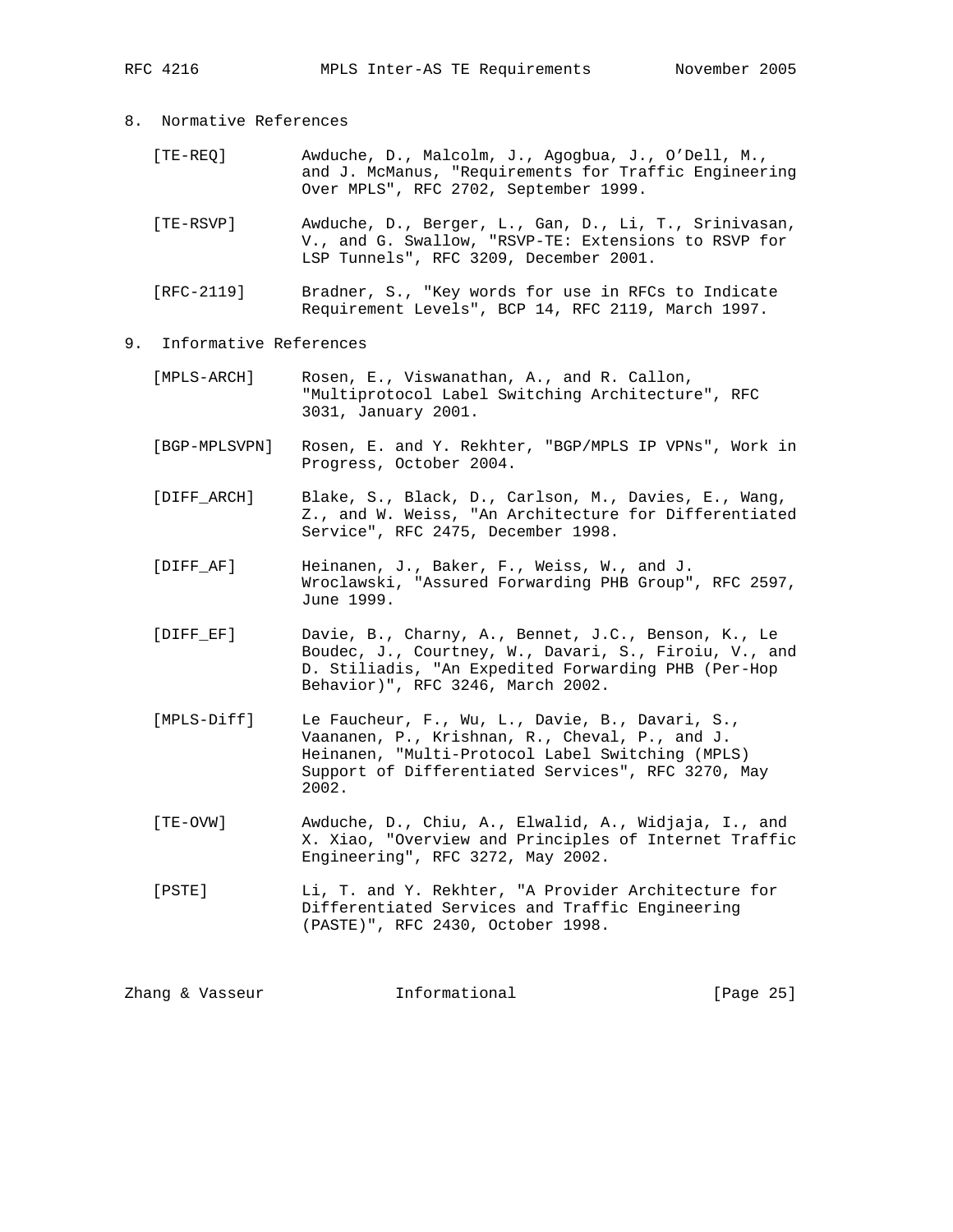## 8. Normative References

[TE-REQ] Awduche, D., Malcolm, J., Agogbua, J., O'Dell, M., and J. McManus, "Requirements for Traffic Engineering Over MPLS", RFC 2702, September 1999.

[TE-RSVP] Awduche, D., Berger, L., Gan, D., Li, T., Srinivasan, V., and G. Swallow, "RSVP-TE: Extensions to RSVP for LSP Tunnels", RFC 3209, December 2001.

[RFC-2119] Bradner, S., "Key words for use in RFCs to Indicate Requirement Levels", BCP 14, RFC 2119, March 1997.

## 9. Informative References

[MPLS-ARCH] Rosen, E., Viswanathan, A., and R. Callon, "Multiprotocol Label Switching Architecture", RFC 3031, January 2001.

[BGP-MPLSVPN] Rosen, E. and Y. Rekhter, "BGP/MPLS IP VPNs", Work in Progress, October 2004.

[DIFF_ARCH] Blake, S., Black, D., Carlson, M., Davies, E., Wang, Z., and W. Weiss, "An Architecture for Differentiated Service", RFC 2475, December 1998.

[DIFF_AF] Heinanen, J., Baker, F., Weiss, W., and J. Wroclawski, "Assured Forwarding PHB Group", RFC 2597, June 1999.

[DIFF_EF] Davie, B., Charny, A., Bennet, J.C., Benson, K., Le Boudec, J., Courtney, W., Davari, S., Firoiu, V., and D. Stiliadis, "An Expedited Forwarding PHB (Per-Hop Behavior)", RFC 3246, March 2002.

[MPLS-Diff] Le Faucheur, F., Wu, L., Davie, B., Davari, S., Vaananen, P., Krishnan, R., Cheval, P., and J. Heinanen, "Multi-Protocol Label Switching (MPLS) Support of Differentiated Services", RFC 3270, May 2002.

[TE-OVW] Awduche, D., Chiu, A., Elwalid, A., Widjaja, I., and X. Xiao, "Overview and Principles of Internet Traffic Engineering", RFC 3272, May 2002.

[PSTE] Li, T. and Y. Rekhter, "A Provider Architecture for Differentiated Services and Traffic Engineering (PASTE)", RFC 2430, October 1998.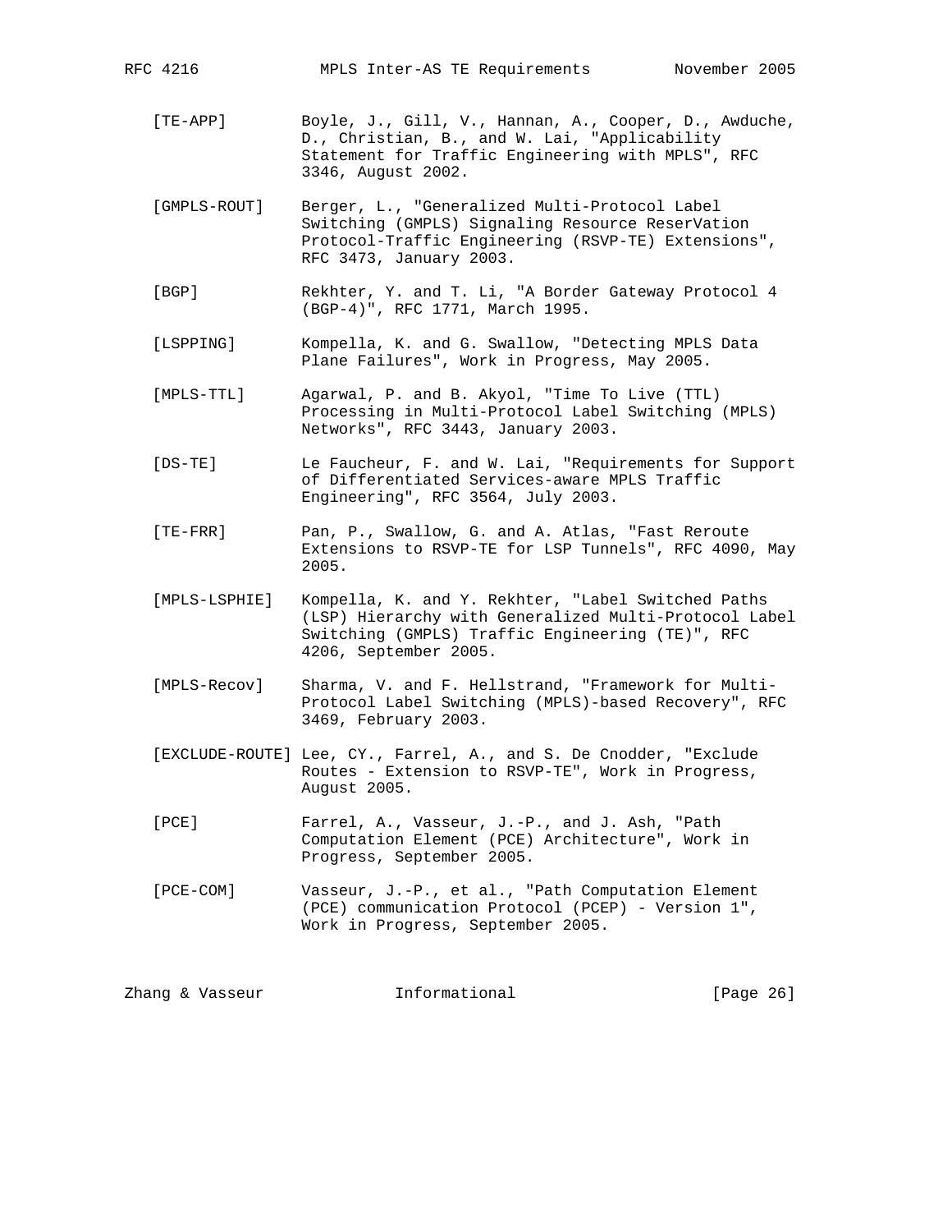[TE-APP] Boyle, J., Gill, V., Hannan, A., Cooper, D., Awduche, D., Christian, B., and W. Lai, "Applicability Statement for Traffic Engineering with MPLS", RFC 3346, August 2002.

[GMPLS-ROUT] Berger, L., "Generalized Multi-Protocol Label Switching (GMPLS) Signaling Resource ReserVation Protocol-Traffic Engineering (RSVP-TE) Extensions", RFC 3473, January 2003.

[BGP] Rekhter, Y. and T. Li, "A Border Gateway Protocol 4 (BGP-4)", RFC 1771, March 1995.

[LSPPING] Kompella, K. and G. Swallow, "Detecting MPLS Data Plane Failures", Work in Progress, May 2005.

[MPLS-TTL] Agarwal, P. and B. Akyol, "Time To Live (TTL) Processing in Multi-Protocol Label Switching (MPLS) Networks", RFC 3443, January 2003.

[DS-TE] Le Faucheur, F. and W. Lai, "Requirements for Support of Differentiated Services-aware MPLS Traffic Engineering", RFC 3564, July 2003.

[TE-FRR] Pan, P., Swallow, G. and A. Atlas, "Fast Reroute Extensions to RSVP-TE for LSP Tunnels", RFC 4090, May 2005.

[MPLS-LSPHIE] Kompella, K. and Y. Rekhter, "Label Switched Paths (LSP) Hierarchy with Generalized Multi-Protocol Label Switching (GMPLS) Traffic Engineering (TE)", RFC 4206, September 2005.

[MPLS-Recov] Sharma, V. and F. Hellstrand, "Framework for Multi-Protocol Label Switching (MPLS)-based Recovery", RFC 3469, February 2003.

[EXCLUDE-ROUTE] Lee, CY., Farrel, A., and S. De Cnodder, "Exclude Routes - Extension to RSVP-TE", Work in Progress, August 2005.

[PCE] Farrel, A., Vasseur, J.-P., and J. Ash, "Path Computation Element (PCE) Architecture", Work in Progress, September 2005.

[PCE-COM] Vasseur, J.-P., et al., "Path Computation Element (PCE) communication Protocol (PCEP) - Version 1", Work in Progress, September 2005.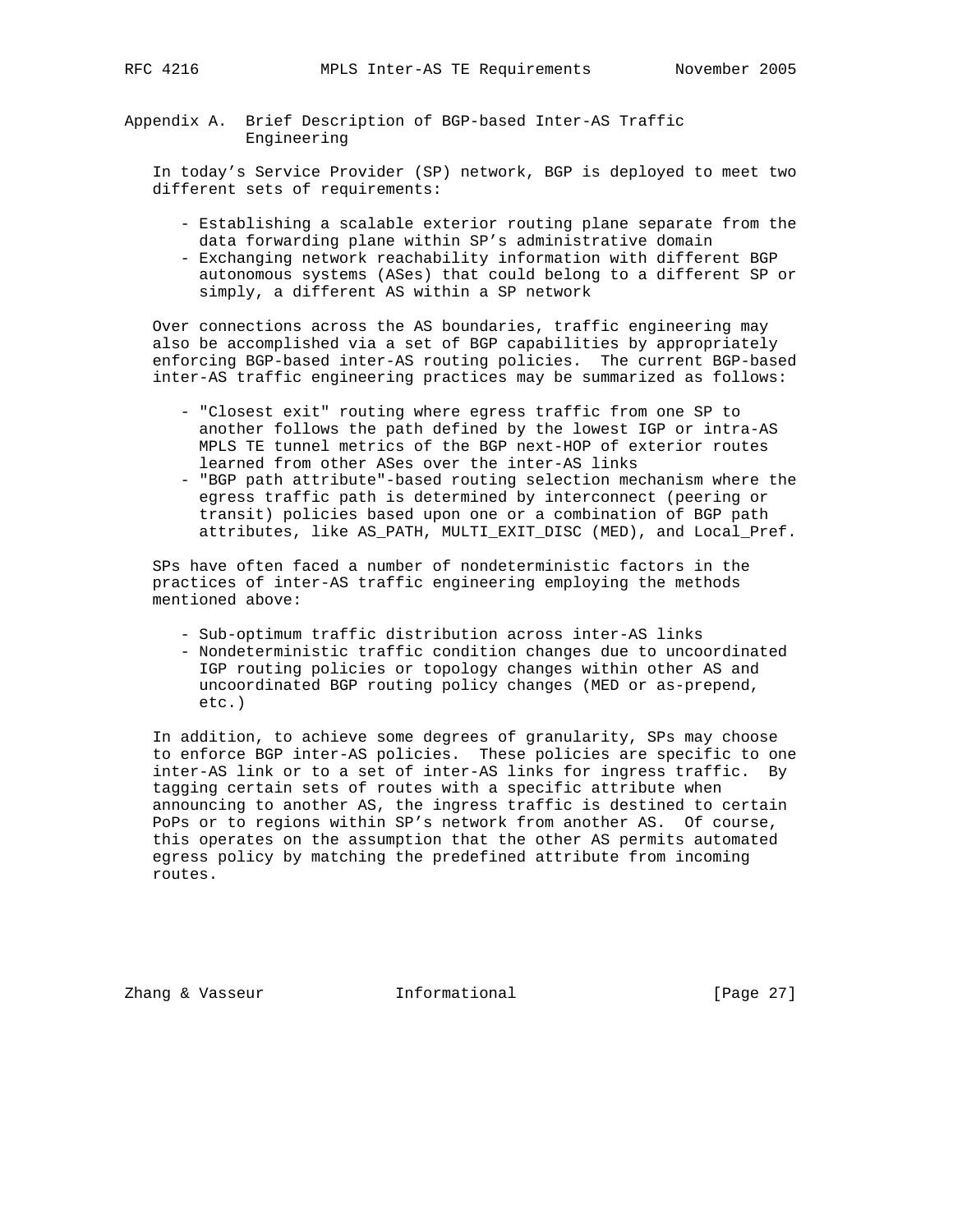## Appendix A. Brief Description of BGP-based Inter-AS Traffic Engineering

In today's Service Provider (SP) network, BGP is deployed to meet two different sets of requirements:

- Establishing a scalable exterior routing plane separate from the data forwarding plane within SP's administrative domain
- Exchanging network reachability information with different BGP autonomous systems (ASes) that could belong to a different SP or simply, a different AS within a SP network

Over connections across the AS boundaries, traffic engineering may also be accomplished via a set of BGP capabilities by appropriately enforcing BGP-based inter-AS routing policies. The current BGP-based inter-AS traffic engineering practices may be summarized as follows:

- "Closest exit" routing where egress traffic from one SP to another follows the path defined by the lowest IGP or intra-AS MPLS TE tunnel metrics of the BGP next-HOP of exterior routes learned from other ASes over the inter-AS links
- "BGP path attribute"-based routing selection mechanism where the egress traffic path is determined by interconnect (peering or transit) policies based upon one or a combination of BGP path attributes, like AS_PATH, MULTI_EXIT_DISC (MED), and Local_Pref.

SPs have often faced a number of nondeterministic factors in the practices of inter-AS traffic engineering employing the methods mentioned above:

- Sub-optimum traffic distribution across inter-AS links
- Nondeterministic traffic condition changes due to uncoordinated IGP routing policies or topology changes within other AS and uncoordinated BGP routing policy changes (MED or as-prepend, etc.)

In addition, to achieve some degrees of granularity, SPs may choose to enforce BGP inter-AS policies. These policies are specific to one inter-AS link or to a set of inter-AS links for ingress traffic. By tagging certain sets of routes with a specific attribute when announcing to another AS, the ingress traffic is destined to certain PoPs or to regions within SP's network from another AS. Of course, this operates on the assumption that the other AS permits automated egress policy by matching the predefined attribute from incoming routes.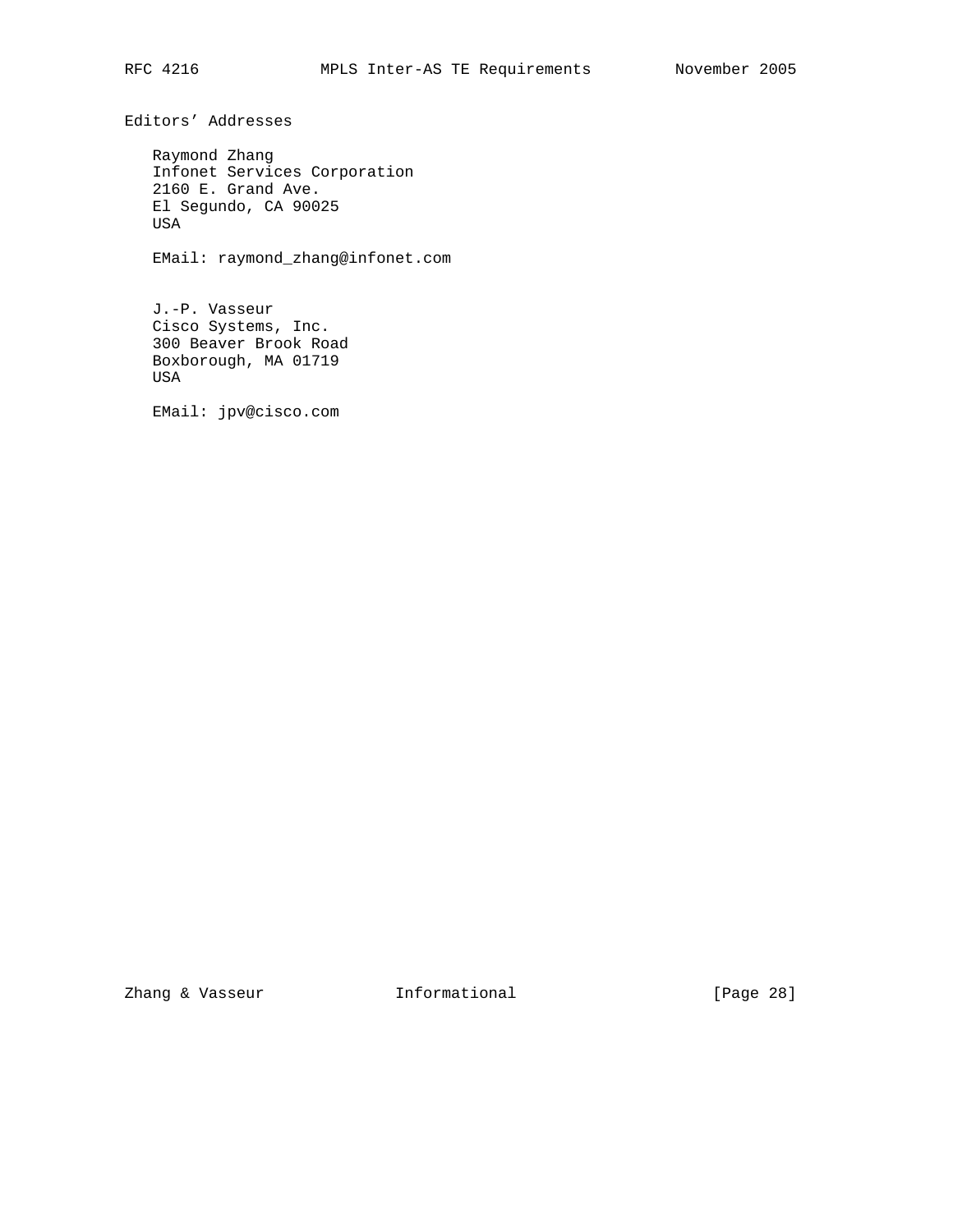## Editors' Addresses

Raymond Zhang
Infonet Services Corporation
2160 E. Grand Ave.
El Segundo, CA 90025
USA

EMail: raymond_zhang@infonet.com

J.-P. Vasseur
Cisco Systems, Inc.
300 Beaver Brook Road
Boxborough, MA 01719
USA

EMail: jpv@cisco.com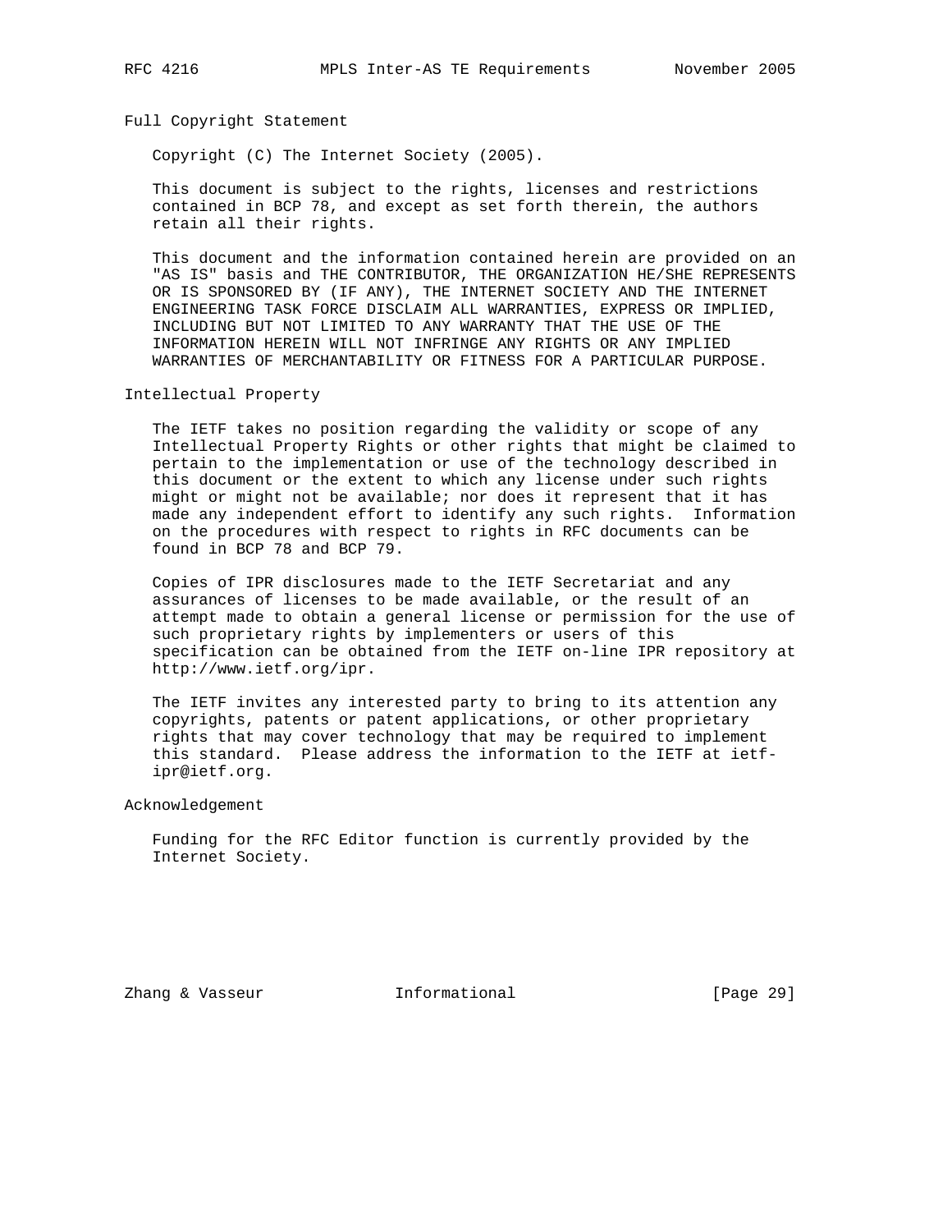## Full Copyright Statement

Copyright (C) The Internet Society (2005).

This document is subject to the rights, licenses and restrictions contained in BCP 78, and except as set forth therein, the authors retain all their rights.

This document and the information contained herein are provided on an "AS IS" basis and THE CONTRIBUTOR, THE ORGANIZATION HE/SHE REPRESENTS OR IS SPONSORED BY (IF ANY), THE INTERNET SOCIETY AND THE INTERNET ENGINEERING TASK FORCE DISCLAIM ALL WARRANTIES, EXPRESS OR IMPLIED, INCLUDING BUT NOT LIMITED TO ANY WARRANTY THAT THE USE OF THE INFORMATION HEREIN WILL NOT INFRINGE ANY RIGHTS OR ANY IMPLIED WARRANTIES OF MERCHANTABILITY OR FITNESS FOR A PARTICULAR PURPOSE.

## Intellectual Property

The IETF takes no position regarding the validity or scope of any Intellectual Property Rights or other rights that might be claimed to pertain to the implementation or use of the technology described in this document or the extent to which any license under such rights might or might not be available; nor does it represent that it has made any independent effort to identify any such rights. Information on the procedures with respect to rights in RFC documents can be found in BCP 78 and BCP 79.

Copies of IPR disclosures made to the IETF Secretariat and any assurances of licenses to be made available, or the result of an attempt made to obtain a general license or permission for the use of such proprietary rights by implementers or users of this specification can be obtained from the IETF on-line IPR repository at http://www.ietf.org/ipr.

The IETF invites any interested party to bring to its attention any copyrights, patents or patent applications, or other proprietary rights that may cover technology that may be required to implement this standard. Please address the information to the IETF at ietf-ipr@ietf.org.

## Acknowledgement

Funding for the RFC Editor function is currently provided by the Internet Society.